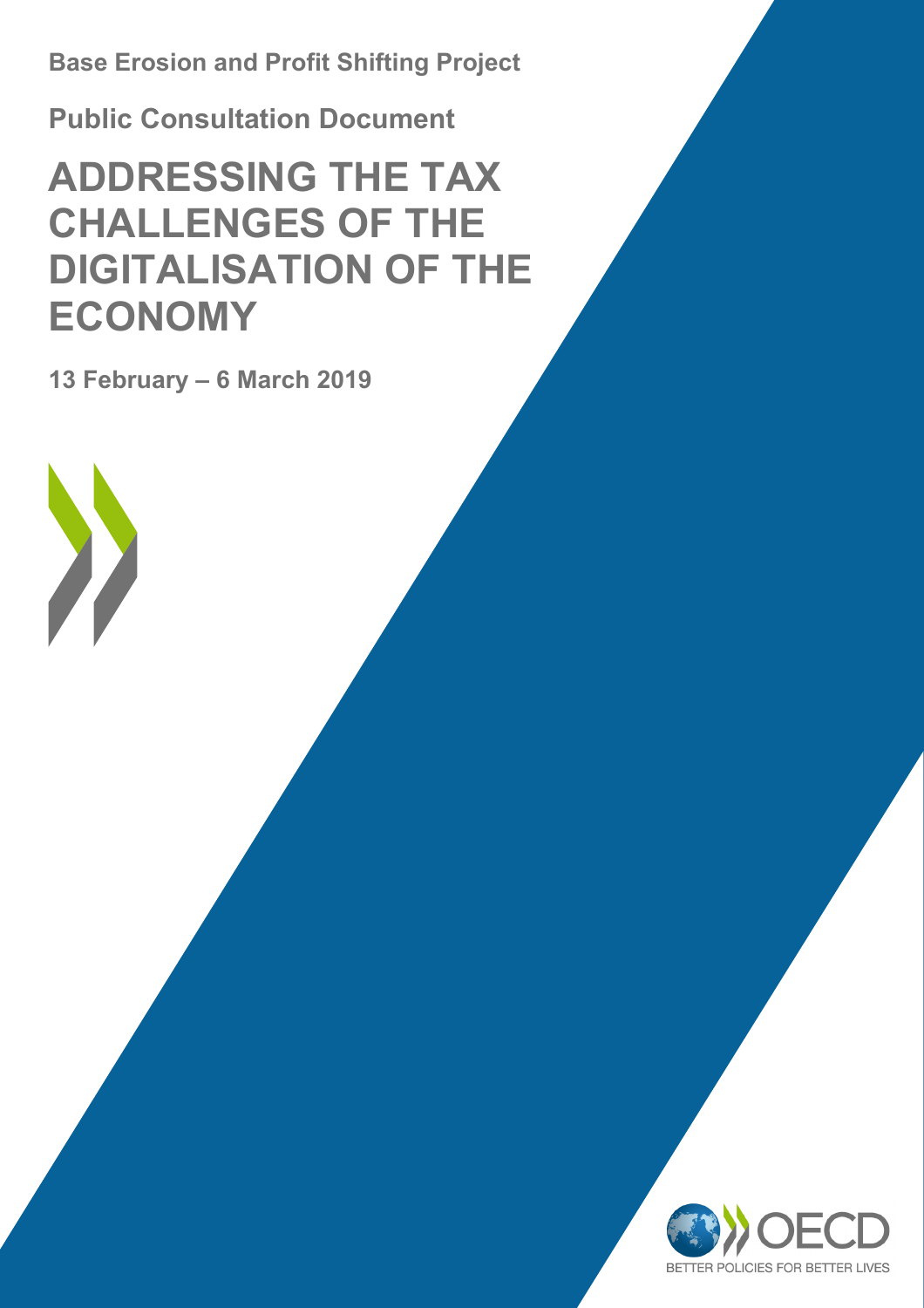**Base Erosion and Profit Shifting Project**

**Public Consultation Document**

# ADDRESSING THE TAX CHALLENGES OF THE DIGITALISATION OF THE ECONOMY

**13 February – 6 March 2019**

OECD

BETTER POLICIES FOR BETTER LIVES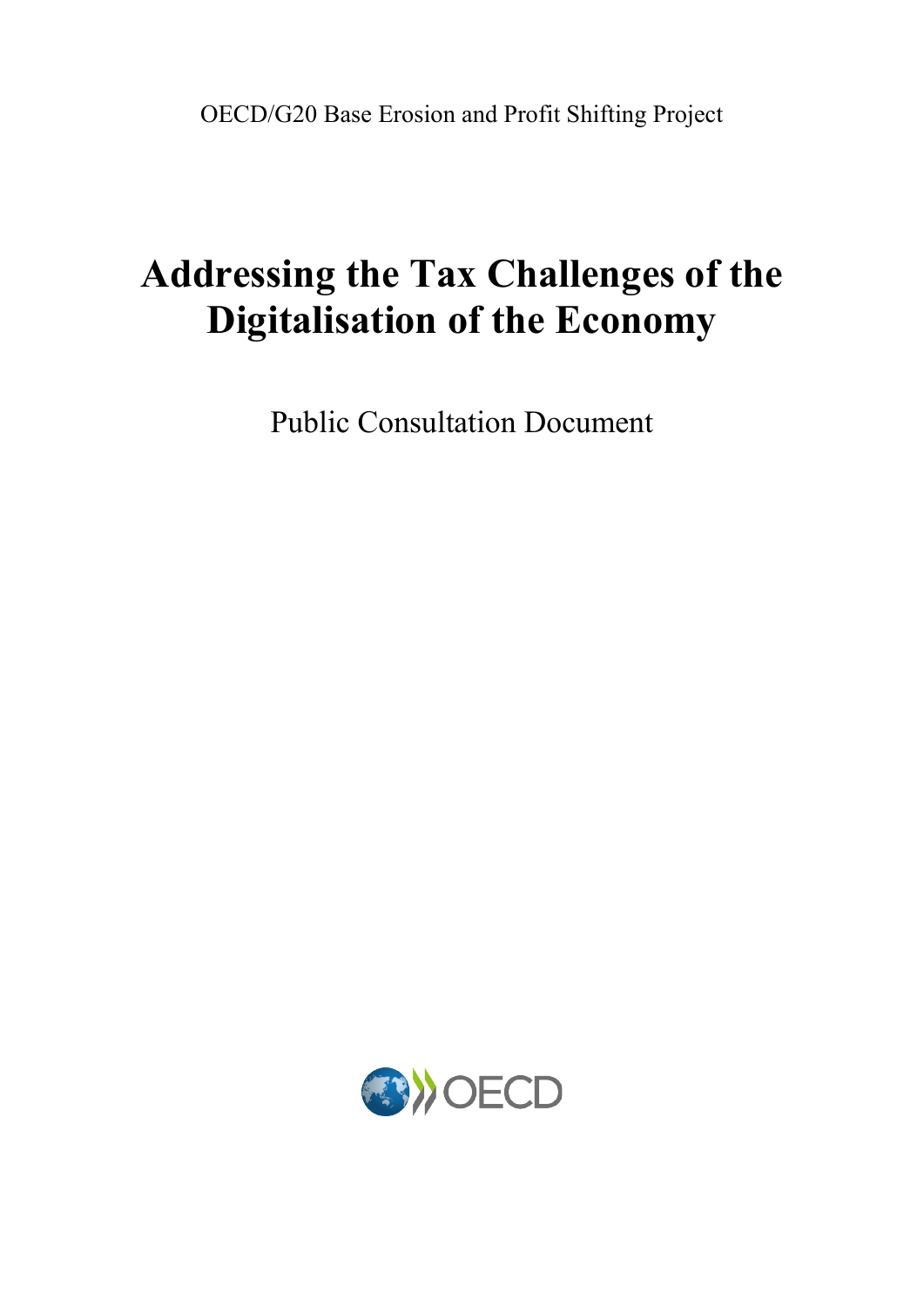OECD/G20 Base Erosion and Profit Shifting Project

# Addressing the Tax Challenges of the Digitalisation of the Economy

Public Consultation Document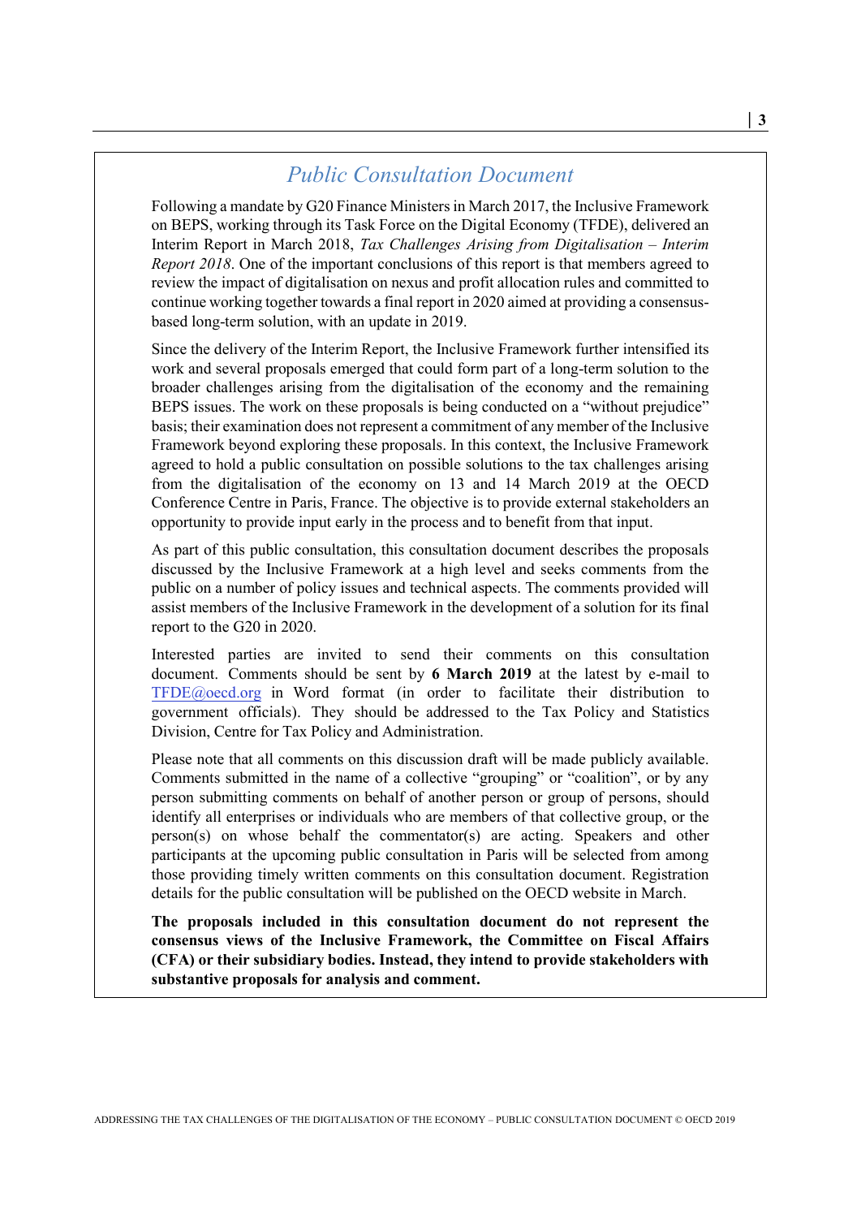# *Public Consultation Document*

Following a mandate by G20 Finance Ministers in March 2017, the Inclusive Framework on BEPS, working through its Task Force on the Digital Economy (TFDE), delivered an Interim Report in March 2018, *Tax Challenges Arising from Digitalisation – Interim Report 2018*. One of the important conclusions of this report is that members agreed to review the impact of digitalisation on nexus and profit allocation rules and committed to continue working together towards a final report in 2020 aimed at providing a consensus-based long-term solution, with an update in 2019.

Since the delivery of the Interim Report, the Inclusive Framework further intensified its work and several proposals emerged that could form part of a long-term solution to the broader challenges arising from the digitalisation of the economy and the remaining BEPS issues. The work on these proposals is being conducted on a "without prejudice" basis; their examination does not represent a commitment of any member of the Inclusive Framework beyond exploring these proposals. In this context, the Inclusive Framework agreed to hold a public consultation on possible solutions to the tax challenges arising from the digitalisation of the economy on 13 and 14 March 2019 at the OECD Conference Centre in Paris, France. The objective is to provide external stakeholders an opportunity to provide input early in the process and to benefit from that input.

As part of this public consultation, this consultation document describes the proposals discussed by the Inclusive Framework at a high level and seeks comments from the public on a number of policy issues and technical aspects. The comments provided will assist members of the Inclusive Framework in the development of a solution for its final report to the G20 in 2020.

Interested parties are invited to send their comments on this consultation document. Comments should be sent by **6 March 2019** at the latest by e-mail to TFDE@oecd.org in Word format (in order to facilitate their distribution to government officials). They should be addressed to the Tax Policy and Statistics Division, Centre for Tax Policy and Administration.

Please note that all comments on this discussion draft will be made publicly available. Comments submitted in the name of a collective "grouping" or "coalition", or by any person submitting comments on behalf of another person or group of persons, should identify all enterprises or individuals who are members of that collective group, or the person(s) on whose behalf the commentator(s) are acting. Speakers and other participants at the upcoming public consultation in Paris will be selected from among those providing timely written comments on this consultation document. Registration details for the public consultation will be published on the OECD website in March.

**The proposals included in this consultation document do not represent the consensus views of the Inclusive Framework, the Committee on Fiscal Affairs (CFA) or their subsidiary bodies. Instead, they intend to provide stakeholders with substantive proposals for analysis and comment.**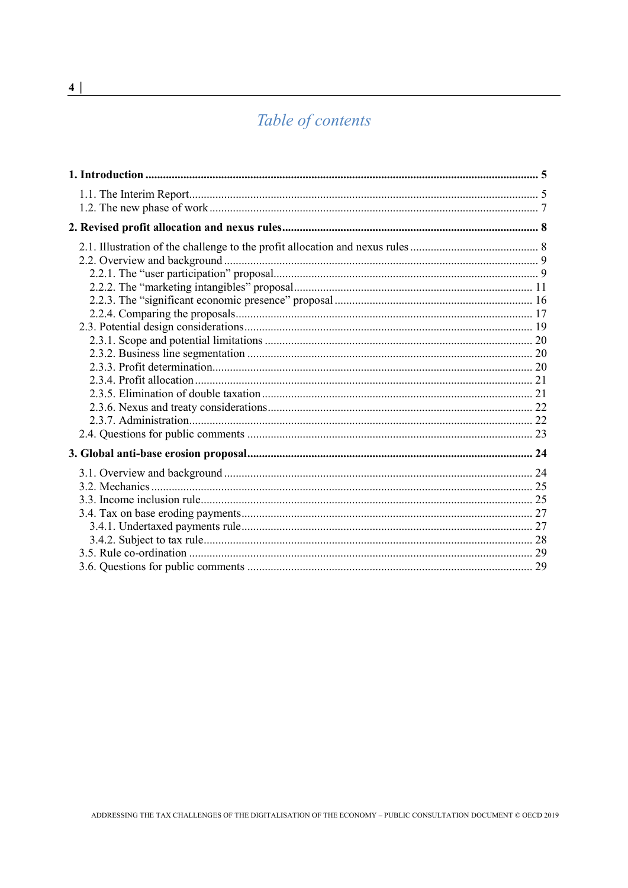# Table of contents

**1. Introduction** .......... **5**

1.1. The Interim Report .......... 5
1.2. The new phase of work .......... 7

**2. Revised profit allocation and nexus rules** .......... **8**

2.1. Illustration of the challenge to the profit allocation and nexus rules .......... 8
2.2. Overview and background .......... 9
2.2.1. The "user participation" proposal .......... 9
2.2.2. The "marketing intangibles" proposal .......... 11
2.2.3. The "significant economic presence" proposal .......... 16
2.2.4. Comparing the proposals .......... 17
2.3. Potential design considerations .......... 19
2.3.1. Scope and potential limitations .......... 20
2.3.2. Business line segmentation .......... 20
2.3.3. Profit determination .......... 20
2.3.4. Profit allocation .......... 21
2.3.5. Elimination of double taxation .......... 21
2.3.6. Nexus and treaty considerations .......... 22
2.3.7. Administration .......... 22
2.4. Questions for public comments .......... 23

**3. Global anti-base erosion proposal** .......... **24**

3.1. Overview and background .......... 24
3.2. Mechanics .......... 25
3.3. Income inclusion rule .......... 25
3.4. Tax on base eroding payments .......... 27
3.4.1. Undertaxed payments rule .......... 27
3.4.2. Subject to tax rule .......... 28
3.5. Rule co-ordination .......... 29
3.6. Questions for public comments .......... 29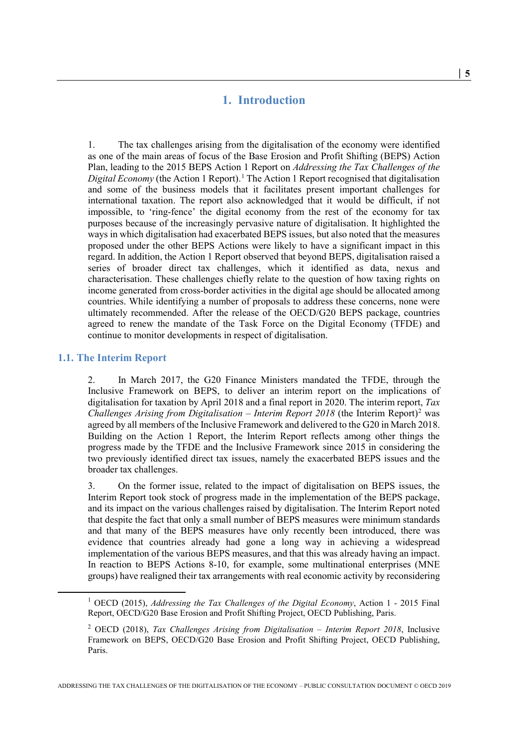# 1. Introduction

1. The tax challenges arising from the digitalisation of the economy were identified as one of the main areas of focus of the Base Erosion and Profit Shifting (BEPS) Action Plan, leading to the 2015 BEPS Action 1 Report on *Addressing the Tax Challenges of the Digital Economy* (the Action 1 Report).[1] The Action 1 Report recognised that digitalisation and some of the business models that it facilitates present important challenges for international taxation. The report also acknowledged that it would be difficult, if not impossible, to 'ring-fence' the digital economy from the rest of the economy for tax purposes because of the increasingly pervasive nature of digitalisation. It highlighted the ways in which digitalisation had exacerbated BEPS issues, but also noted that the measures proposed under the other BEPS Actions were likely to have a significant impact in this regard. In addition, the Action 1 Report observed that beyond BEPS, digitalisation raised a series of broader direct tax challenges, which it identified as data, nexus and characterisation. These challenges chiefly relate to the question of how taxing rights on income generated from cross-border activities in the digital age should be allocated among countries. While identifying a number of proposals to address these concerns, none were ultimately recommended. After the release of the OECD/G20 BEPS package, countries agreed to renew the mandate of the Task Force on the Digital Economy (TFDE) and continue to monitor developments in respect of digitalisation.

## 1.1. The Interim Report

2. In March 2017, the G20 Finance Ministers mandated the TFDE, through the Inclusive Framework on BEPS, to deliver an interim report on the implications of digitalisation for taxation by April 2018 and a final report in 2020. The interim report, *Tax Challenges Arising from Digitalisation – Interim Report 2018* (the Interim Report)[2] was agreed by all members of the Inclusive Framework and delivered to the G20 in March 2018. Building on the Action 1 Report, the Interim Report reflects among other things the progress made by the TFDE and the Inclusive Framework since 2015 in considering the two previously identified direct tax issues, namely the exacerbated BEPS issues and the broader tax challenges.

3. On the former issue, related to the impact of digitalisation on BEPS issues, the Interim Report took stock of progress made in the implementation of the BEPS package, and its impact on the various challenges raised by digitalisation. The Interim Report noted that despite the fact that only a small number of BEPS measures were minimum standards and that many of the BEPS measures have only recently been introduced, there was evidence that countries already had gone a long way in achieving a widespread implementation of the various BEPS measures, and that this was already having an impact. In reaction to BEPS Actions 8-10, for example, some multinational enterprises (MNE groups) have realigned their tax arrangements with real economic activity by reconsidering

[1] OECD (2015), *Addressing the Tax Challenges of the Digital Economy*, Action 1 - 2015 Final Report, OECD/G20 Base Erosion and Profit Shifting Project, OECD Publishing, Paris.

[2] OECD (2018), *Tax Challenges Arising from Digitalisation – Interim Report 2018*, Inclusive Framework on BEPS, OECD/G20 Base Erosion and Profit Shifting Project, OECD Publishing, Paris.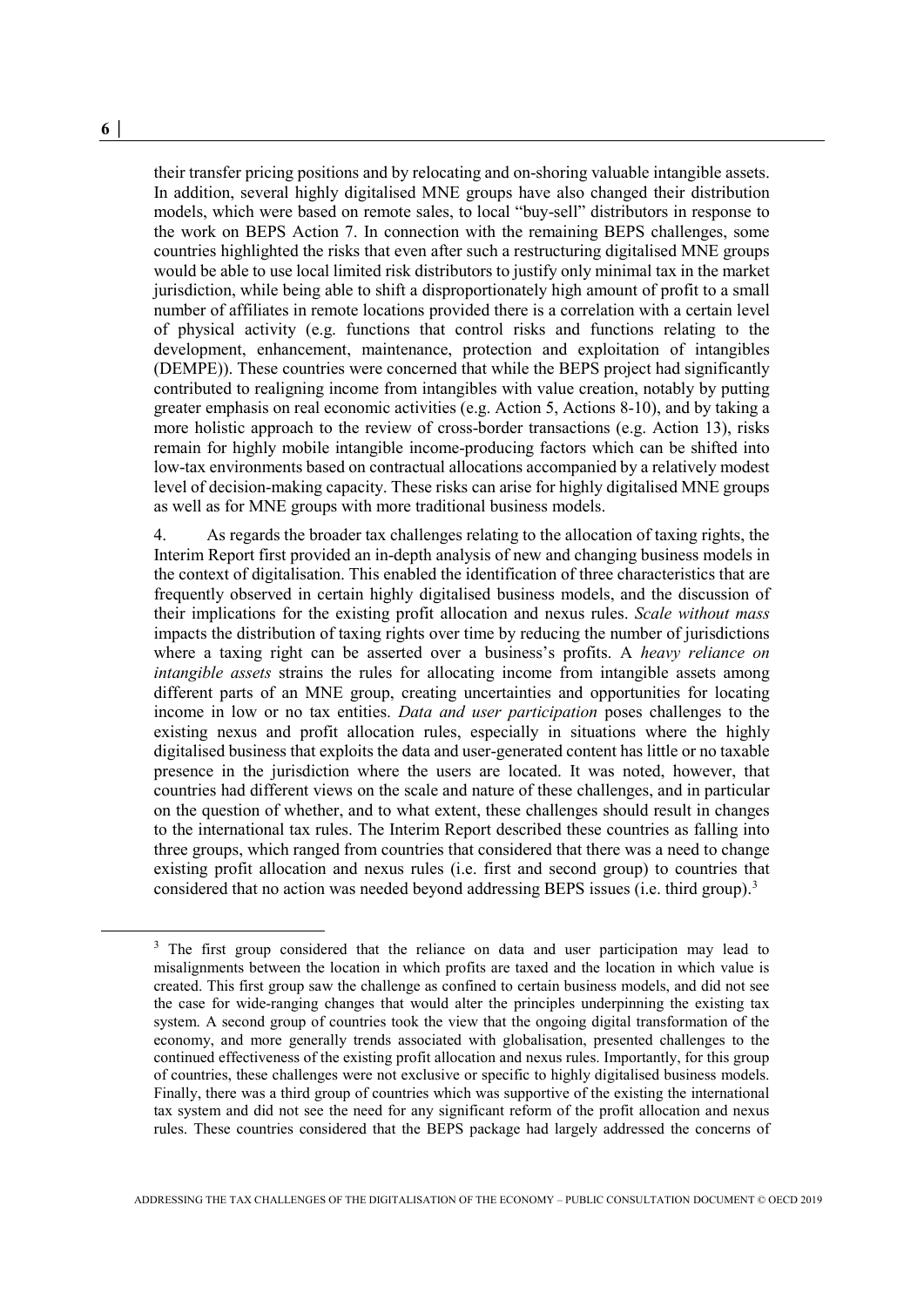their transfer pricing positions and by relocating and on-shoring valuable intangible assets. In addition, several highly digitalised MNE groups have also changed their distribution models, which were based on remote sales, to local "buy-sell" distributors in response to the work on BEPS Action 7. In connection with the remaining BEPS challenges, some countries highlighted the risks that even after such a restructuring digitalised MNE groups would be able to use local limited risk distributors to justify only minimal tax in the market jurisdiction, while being able to shift a disproportionately high amount of profit to a small number of affiliates in remote locations provided there is a correlation with a certain level of physical activity (e.g. functions that control risks and functions relating to the development, enhancement, maintenance, protection and exploitation of intangibles (DEMPE)). These countries were concerned that while the BEPS project had significantly contributed to realigning income from intangibles with value creation, notably by putting greater emphasis on real economic activities (e.g. Action 5, Actions 8-10), and by taking a more holistic approach to the review of cross-border transactions (e.g. Action 13), risks remain for highly mobile intangible income-producing factors which can be shifted into low-tax environments based on contractual allocations accompanied by a relatively modest level of decision-making capacity. These risks can arise for highly digitalised MNE groups as well as for MNE groups with more traditional business models.

4. As regards the broader tax challenges relating to the allocation of taxing rights, the Interim Report first provided an in-depth analysis of new and changing business models in the context of digitalisation. This enabled the identification of three characteristics that are frequently observed in certain highly digitalised business models, and the discussion of their implications for the existing profit allocation and nexus rules. *Scale without mass* impacts the distribution of taxing rights over time by reducing the number of jurisdictions where a taxing right can be asserted over a business's profits. A *heavy reliance on intangible assets* strains the rules for allocating income from intangible assets among different parts of an MNE group, creating uncertainties and opportunities for locating income in low or no tax entities. *Data and user participation* poses challenges to the existing nexus and profit allocation rules, especially in situations where the highly digitalised business that exploits the data and user-generated content has little or no taxable presence in the jurisdiction where the users are located. It was noted, however, that countries had different views on the scale and nature of these challenges, and in particular on the question of whether, and to what extent, these challenges should result in changes to the international tax rules. The Interim Report described these countries as falling into three groups, which ranged from countries that considered that there was a need to change existing profit allocation and nexus rules (i.e. first and second group) to countries that considered that no action was needed beyond addressing BEPS issues (i.e. third group).[3]

[3] The first group considered that the reliance on data and user participation may lead to misalignments between the location in which profits are taxed and the location in which value is created. This first group saw the challenge as confined to certain business models, and did not see the case for wide-ranging changes that would alter the principles underpinning the existing tax system. A second group of countries took the view that the ongoing digital transformation of the economy, and more generally trends associated with globalisation, presented challenges to the continued effectiveness of the existing profit allocation and nexus rules. Importantly, for this group of countries, these challenges were not exclusive or specific to highly digitalised business models. Finally, there was a third group of countries which was supportive of the existing the international tax system and did not see the need for any significant reform of the profit allocation and nexus rules. These countries considered that the BEPS package had largely addressed the concerns of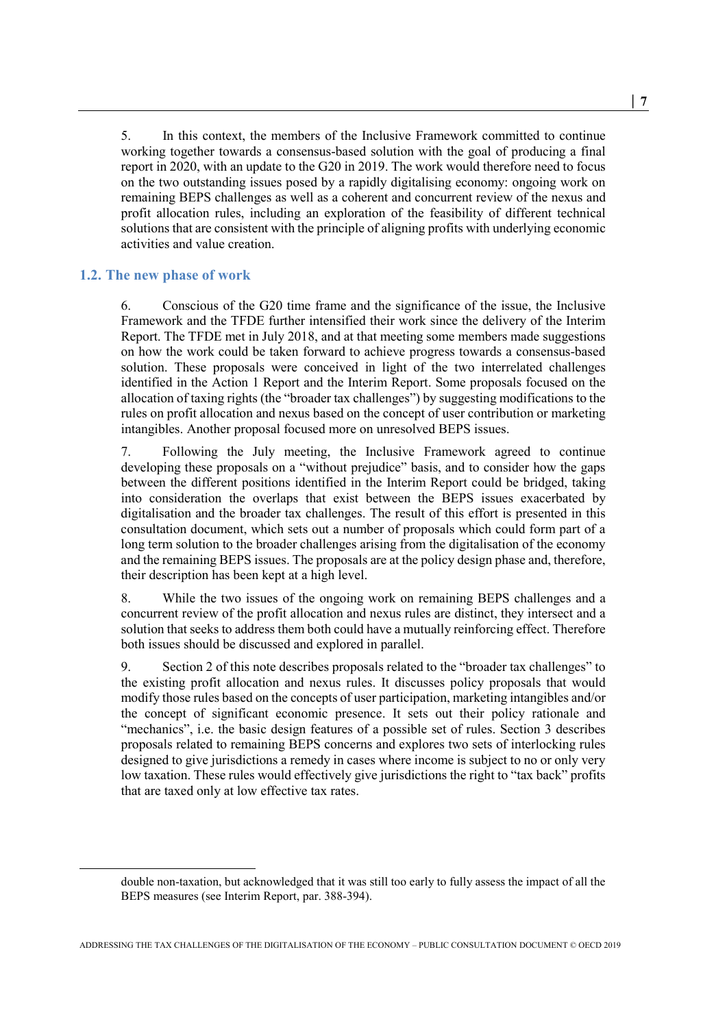5. In this context, the members of the Inclusive Framework committed to continue working together towards a consensus-based solution with the goal of producing a final report in 2020, with an update to the G20 in 2019. The work would therefore need to focus on the two outstanding issues posed by a rapidly digitalising economy: ongoing work on remaining BEPS challenges as well as a coherent and concurrent review of the nexus and profit allocation rules, including an exploration of the feasibility of different technical solutions that are consistent with the principle of aligning profits with underlying economic activities and value creation.

## 1.2. The new phase of work

6. Conscious of the G20 time frame and the significance of the issue, the Inclusive Framework and the TFDE further intensified their work since the delivery of the Interim Report. The TFDE met in July 2018, and at that meeting some members made suggestions on how the work could be taken forward to achieve progress towards a consensus-based solution. These proposals were conceived in light of the two interrelated challenges identified in the Action 1 Report and the Interim Report. Some proposals focused on the allocation of taxing rights (the "broader tax challenges") by suggesting modifications to the rules on profit allocation and nexus based on the concept of user contribution or marketing intangibles. Another proposal focused more on unresolved BEPS issues.

7. Following the July meeting, the Inclusive Framework agreed to continue developing these proposals on a "without prejudice" basis, and to consider how the gaps between the different positions identified in the Interim Report could be bridged, taking into consideration the overlaps that exist between the BEPS issues exacerbated by digitalisation and the broader tax challenges. The result of this effort is presented in this consultation document, which sets out a number of proposals which could form part of a long term solution to the broader challenges arising from the digitalisation of the economy and the remaining BEPS issues. The proposals are at the policy design phase and, therefore, their description has been kept at a high level.

8. While the two issues of the ongoing work on remaining BEPS challenges and a concurrent review of the profit allocation and nexus rules are distinct, they intersect and a solution that seeks to address them both could have a mutually reinforcing effect. Therefore both issues should be discussed and explored in parallel.

9. Section 2 of this note describes proposals related to the "broader tax challenges" to the existing profit allocation and nexus rules. It discusses policy proposals that would modify those rules based on the concepts of user participation, marketing intangibles and/or the concept of significant economic presence. It sets out their policy rationale and "mechanics", i.e. the basic design features of a possible set of rules. Section 3 describes proposals related to remaining BEPS concerns and explores two sets of interlocking rules designed to give jurisdictions a remedy in cases where income is subject to no or only very low taxation. These rules would effectively give jurisdictions the right to "tax back" profits that are taxed only at low effective tax rates.

---

double non-taxation, but acknowledged that it was still too early to fully assess the impact of all the BEPS measures (see Interim Report, par. 388-394).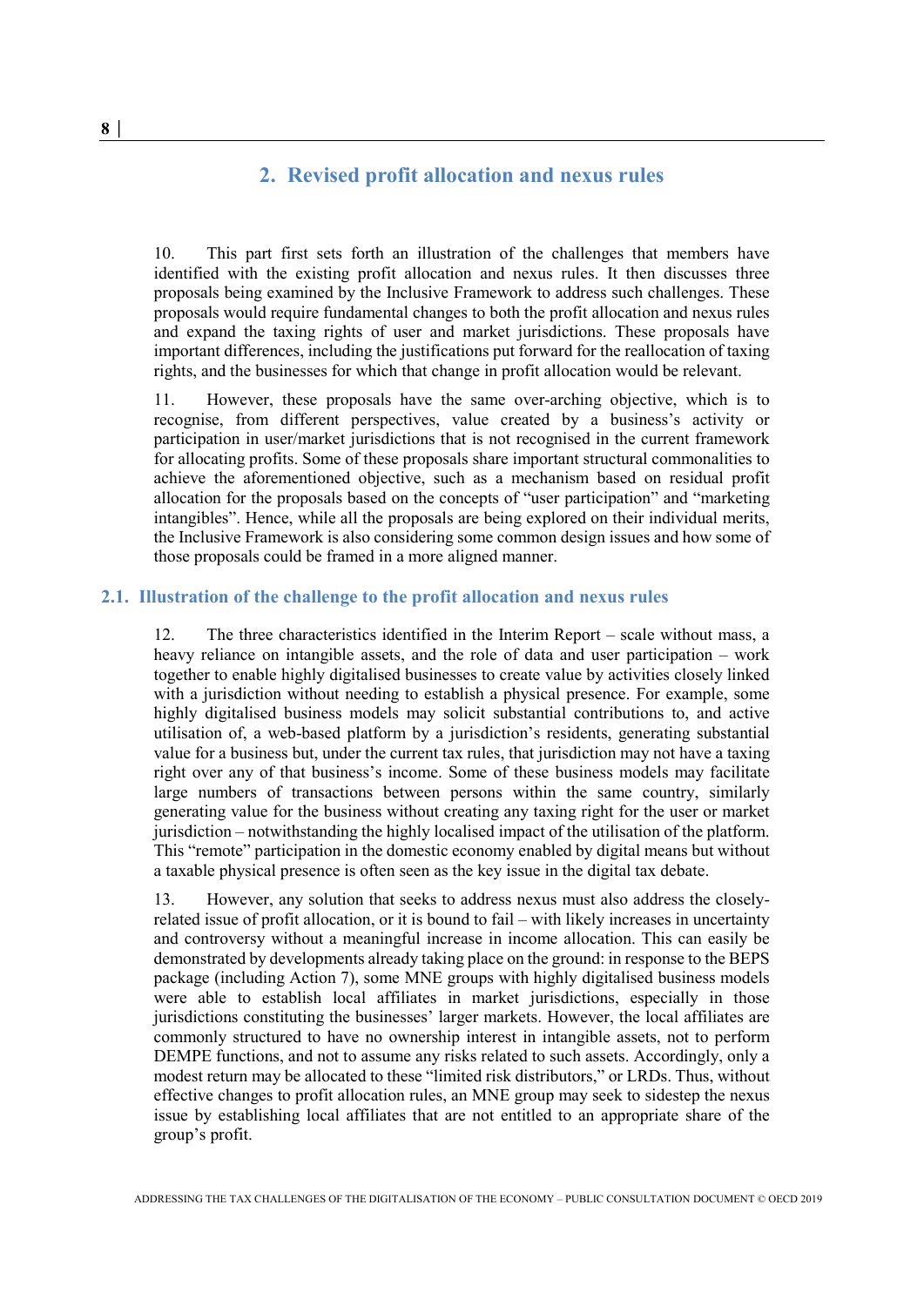# 2. Revised profit allocation and nexus rules

10. This part first sets forth an illustration of the challenges that members have identified with the existing profit allocation and nexus rules. It then discusses three proposals being examined by the Inclusive Framework to address such challenges. These proposals would require fundamental changes to both the profit allocation and nexus rules and expand the taxing rights of user and market jurisdictions. These proposals have important differences, including the justifications put forward for the reallocation of taxing rights, and the businesses for which that change in profit allocation would be relevant.

11. However, these proposals have the same over-arching objective, which is to recognise, from different perspectives, value created by a business's activity or participation in user/market jurisdictions that is not recognised in the current framework for allocating profits. Some of these proposals share important structural commonalities to achieve the aforementioned objective, such as a mechanism based on residual profit allocation for the proposals based on the concepts of "user participation" and "marketing intangibles". Hence, while all the proposals are being explored on their individual merits, the Inclusive Framework is also considering some common design issues and how some of those proposals could be framed in a more aligned manner.

## 2.1. Illustration of the challenge to the profit allocation and nexus rules

12. The three characteristics identified in the Interim Report – scale without mass, a heavy reliance on intangible assets, and the role of data and user participation – work together to enable highly digitalised businesses to create value by activities closely linked with a jurisdiction without needing to establish a physical presence. For example, some highly digitalised business models may solicit substantial contributions to, and active utilisation of, a web-based platform by a jurisdiction's residents, generating substantial value for a business but, under the current tax rules, that jurisdiction may not have a taxing right over any of that business's income. Some of these business models may facilitate large numbers of transactions between persons within the same country, similarly generating value for the business without creating any taxing right for the user or market jurisdiction – notwithstanding the highly localised impact of the utilisation of the platform. This "remote" participation in the domestic economy enabled by digital means but without a taxable physical presence is often seen as the key issue in the digital tax debate.

13. However, any solution that seeks to address nexus must also address the closely-related issue of profit allocation, or it is bound to fail – with likely increases in uncertainty and controversy without a meaningful increase in income allocation. This can easily be demonstrated by developments already taking place on the ground: in response to the BEPS package (including Action 7), some MNE groups with highly digitalised business models were able to establish local affiliates in market jurisdictions, especially in those jurisdictions constituting the businesses' larger markets. However, the local affiliates are commonly structured to have no ownership interest in intangible assets, not to perform DEMPE functions, and not to assume any risks related to such assets. Accordingly, only a modest return may be allocated to these "limited risk distributors," or LRDs. Thus, without effective changes to profit allocation rules, an MNE group may seek to sidestep the nexus issue by establishing local affiliates that are not entitled to an appropriate share of the group's profit.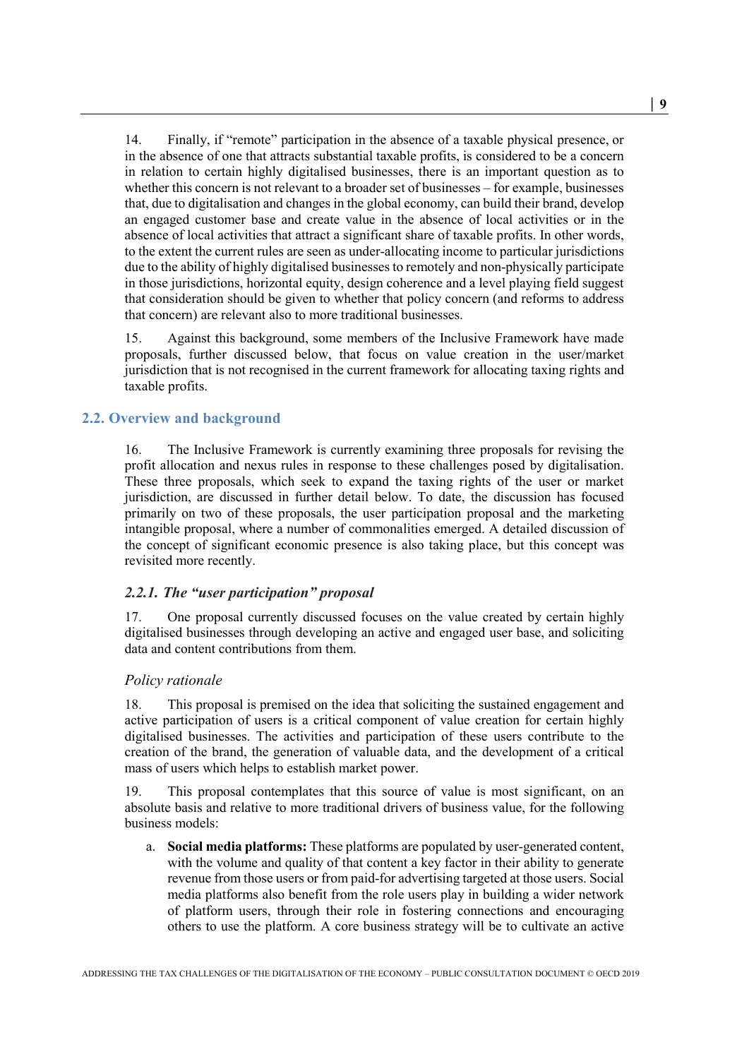14. Finally, if "remote" participation in the absence of a taxable physical presence, or in the absence of one that attracts substantial taxable profits, is considered to be a concern in relation to certain highly digitalised businesses, there is an important question as to whether this concern is not relevant to a broader set of businesses – for example, businesses that, due to digitalisation and changes in the global economy, can build their brand, develop an engaged customer base and create value in the absence of local activities or in the absence of local activities that attract a significant share of taxable profits. In other words, to the extent the current rules are seen as under-allocating income to particular jurisdictions due to the ability of highly digitalised businesses to remotely and non-physically participate in those jurisdictions, horizontal equity, design coherence and a level playing field suggest that consideration should be given to whether that policy concern (and reforms to address that concern) are relevant also to more traditional businesses.

15. Against this background, some members of the Inclusive Framework have made proposals, further discussed below, that focus on value creation in the user/market jurisdiction that is not recognised in the current framework for allocating taxing rights and taxable profits.

## 2.2. Overview and background

16. The Inclusive Framework is currently examining three proposals for revising the profit allocation and nexus rules in response to these challenges posed by digitalisation. These three proposals, which seek to expand the taxing rights of the user or market jurisdiction, are discussed in further detail below. To date, the discussion has focused primarily on two of these proposals, the user participation proposal and the marketing intangible proposal, where a number of commonalities emerged. A detailed discussion of the concept of significant economic presence is also taking place, but this concept was revisited more recently.

### *2.2.1. The "user participation" proposal*

17. One proposal currently discussed focuses on the value created by certain highly digitalised businesses through developing an active and engaged user base, and soliciting data and content contributions from them.

*Policy rationale*

18. This proposal is premised on the idea that soliciting the sustained engagement and active participation of users is a critical component of value creation for certain highly digitalised businesses. The activities and participation of these users contribute to the creation of the brand, the generation of valuable data, and the development of a critical mass of users which helps to establish market power.

19. This proposal contemplates that this source of value is most significant, on an absolute basis and relative to more traditional drivers of business value, for the following business models:

a. **Social media platforms:** These platforms are populated by user-generated content, with the volume and quality of that content a key factor in their ability to generate revenue from those users or from paid-for advertising targeted at those users. Social media platforms also benefit from the role users play in building a wider network of platform users, through their role in fostering connections and encouraging others to use the platform. A core business strategy will be to cultivate an active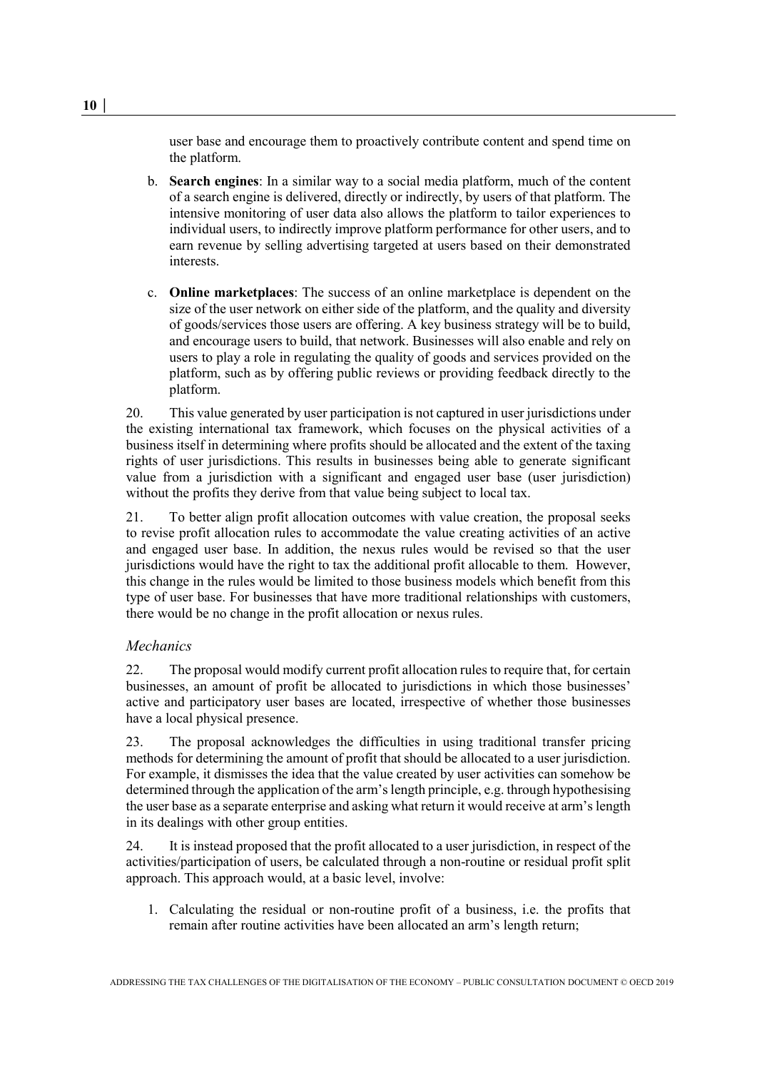user base and encourage them to proactively contribute content and spend time on the platform.

b. **Search engines**: In a similar way to a social media platform, much of the content of a search engine is delivered, directly or indirectly, by users of that platform. The intensive monitoring of user data also allows the platform to tailor experiences to individual users, to indirectly improve platform performance for other users, and to earn revenue by selling advertising targeted at users based on their demonstrated interests.

c. **Online marketplaces**: The success of an online marketplace is dependent on the size of the user network on either side of the platform, and the quality and diversity of goods/services those users are offering. A key business strategy will be to build, and encourage users to build, that network. Businesses will also enable and rely on users to play a role in regulating the quality of goods and services provided on the platform, such as by offering public reviews or providing feedback directly to the platform.

20. This value generated by user participation is not captured in user jurisdictions under the existing international tax framework, which focuses on the physical activities of a business itself in determining where profits should be allocated and the extent of the taxing rights of user jurisdictions. This results in businesses being able to generate significant value from a jurisdiction with a significant and engaged user base (user jurisdiction) without the profits they derive from that value being subject to local tax.

21. To better align profit allocation outcomes with value creation, the proposal seeks to revise profit allocation rules to accommodate the value creating activities of an active and engaged user base. In addition, the nexus rules would be revised so that the user jurisdictions would have the right to tax the additional profit allocable to them. However, this change in the rules would be limited to those business models which benefit from this type of user base. For businesses that have more traditional relationships with customers, there would be no change in the profit allocation or nexus rules.

### *Mechanics*

22. The proposal would modify current profit allocation rules to require that, for certain businesses, an amount of profit be allocated to jurisdictions in which those businesses' active and participatory user bases are located, irrespective of whether those businesses have a local physical presence.

23. The proposal acknowledges the difficulties in using traditional transfer pricing methods for determining the amount of profit that should be allocated to a user jurisdiction. For example, it dismisses the idea that the value created by user activities can somehow be determined through the application of the arm's length principle, e.g. through hypothesising the user base as a separate enterprise and asking what return it would receive at arm's length in its dealings with other group entities.

24. It is instead proposed that the profit allocated to a user jurisdiction, in respect of the activities/participation of users, be calculated through a non-routine or residual profit split approach. This approach would, at a basic level, involve:

1. Calculating the residual or non-routine profit of a business, i.e. the profits that remain after routine activities have been allocated an arm's length return;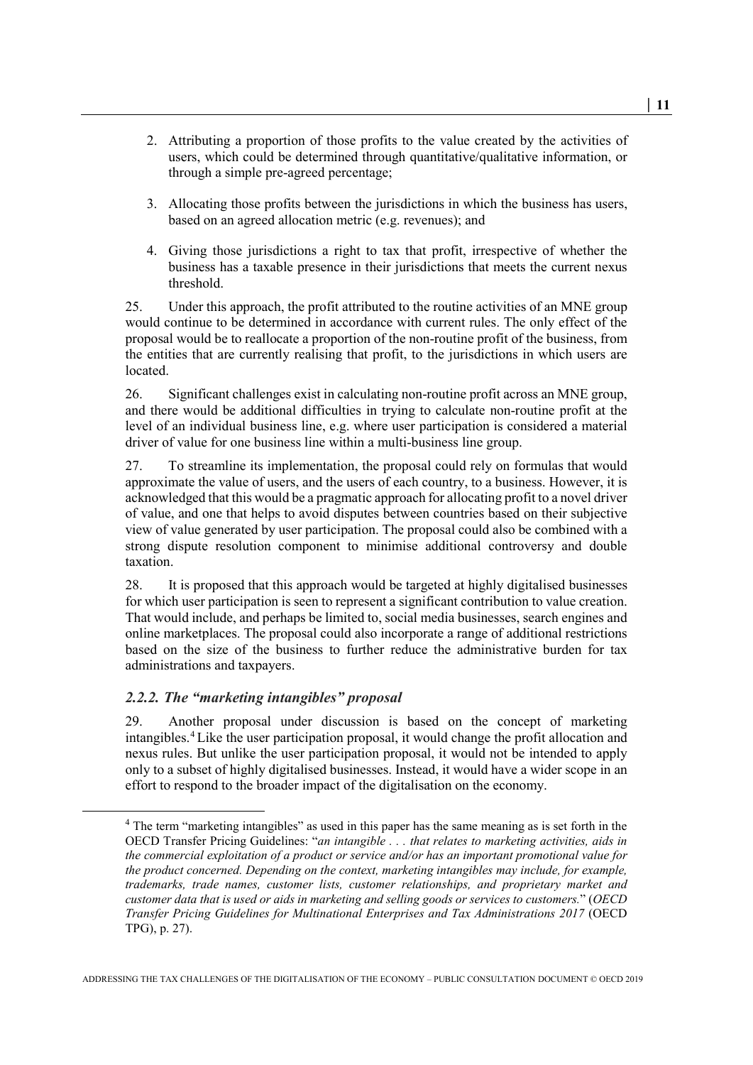2. Attributing a proportion of those profits to the value created by the activities of users, which could be determined through quantitative/qualitative information, or through a simple pre-agreed percentage;

3. Allocating those profits between the jurisdictions in which the business has users, based on an agreed allocation metric (e.g. revenues); and

4. Giving those jurisdictions a right to tax that profit, irrespective of whether the business has a taxable presence in their jurisdictions that meets the current nexus threshold.

25. Under this approach, the profit attributed to the routine activities of an MNE group would continue to be determined in accordance with current rules. The only effect of the proposal would be to reallocate a proportion of the non-routine profit of the business, from the entities that are currently realising that profit, to the jurisdictions in which users are located.

26. Significant challenges exist in calculating non-routine profit across an MNE group, and there would be additional difficulties in trying to calculate non-routine profit at the level of an individual business line, e.g. where user participation is considered a material driver of value for one business line within a multi-business line group.

27. To streamline its implementation, the proposal could rely on formulas that would approximate the value of users, and the users of each country, to a business. However, it is acknowledged that this would be a pragmatic approach for allocating profit to a novel driver of value, and one that helps to avoid disputes between countries based on their subjective view of value generated by user participation. The proposal could also be combined with a strong dispute resolution component to minimise additional controversy and double taxation.

28. It is proposed that this approach would be targeted at highly digitalised businesses for which user participation is seen to represent a significant contribution to value creation. That would include, and perhaps be limited to, social media businesses, search engines and online marketplaces. The proposal could also incorporate a range of additional restrictions based on the size of the business to further reduce the administrative burden for tax administrations and taxpayers.

### *2.2.2. The "marketing intangibles" proposal*

29. Another proposal under discussion is based on the concept of marketing intangibles.[4] Like the user participation proposal, it would change the profit allocation and nexus rules. But unlike the user participation proposal, it would not be intended to apply only to a subset of highly digitalised businesses. Instead, it would have a wider scope in an effort to respond to the broader impact of the digitalisation on the economy.

[4] The term "marketing intangibles" as used in this paper has the same meaning as is set forth in the OECD Transfer Pricing Guidelines: "*an intangible . . . that relates to marketing activities, aids in the commercial exploitation of a product or service and/or has an important promotional value for the product concerned. Depending on the context, marketing intangibles may include, for example, trademarks, trade names, customer lists, customer relationships, and proprietary market and customer data that is used or aids in marketing and selling goods or services to customers.*" (*OECD Transfer Pricing Guidelines for Multinational Enterprises and Tax Administrations 2017* (OECD TPG), p. 27).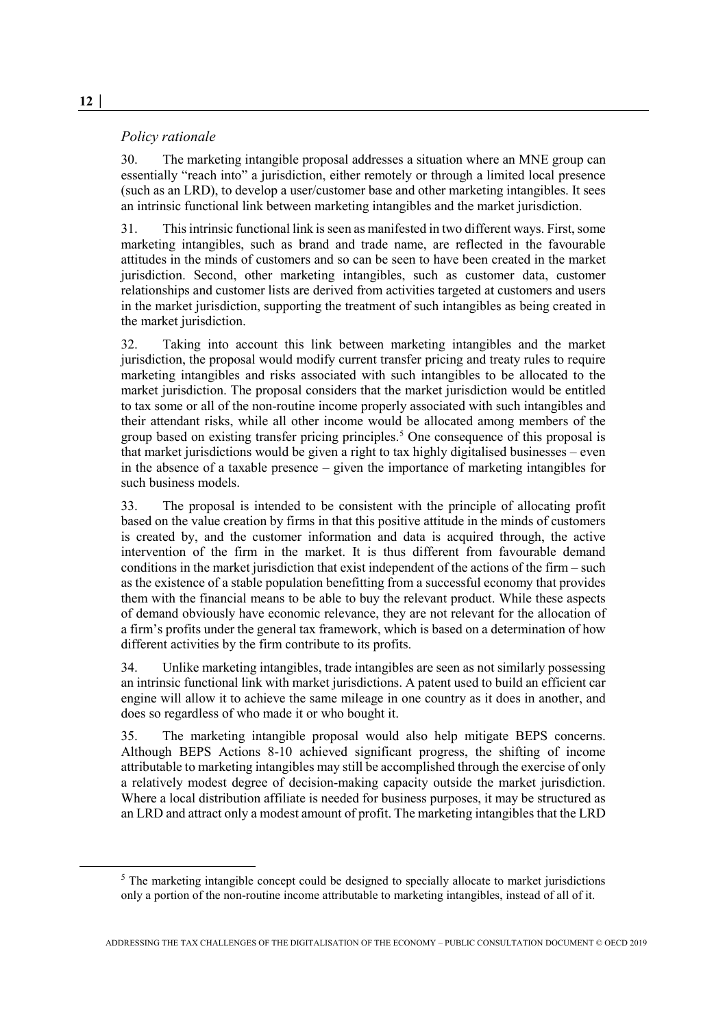### *Policy rationale*

30. The marketing intangible proposal addresses a situation where an MNE group can essentially "reach into" a jurisdiction, either remotely or through a limited local presence (such as an LRD), to develop a user/customer base and other marketing intangibles. It sees an intrinsic functional link between marketing intangibles and the market jurisdiction.

31. This intrinsic functional link is seen as manifested in two different ways. First, some marketing intangibles, such as brand and trade name, are reflected in the favourable attitudes in the minds of customers and so can be seen to have been created in the market jurisdiction. Second, other marketing intangibles, such as customer data, customer relationships and customer lists are derived from activities targeted at customers and users in the market jurisdiction, supporting the treatment of such intangibles as being created in the market jurisdiction.

32. Taking into account this link between marketing intangibles and the market jurisdiction, the proposal would modify current transfer pricing and treaty rules to require marketing intangibles and risks associated with such intangibles to be allocated to the market jurisdiction. The proposal considers that the market jurisdiction would be entitled to tax some or all of the non-routine income properly associated with such intangibles and their attendant risks, while all other income would be allocated among members of the group based on existing transfer pricing principles.[5] One consequence of this proposal is that market jurisdictions would be given a right to tax highly digitalised businesses – even in the absence of a taxable presence – given the importance of marketing intangibles for such business models.

33. The proposal is intended to be consistent with the principle of allocating profit based on the value creation by firms in that this positive attitude in the minds of customers is created by, and the customer information and data is acquired through, the active intervention of the firm in the market. It is thus different from favourable demand conditions in the market jurisdiction that exist independent of the actions of the firm – such as the existence of a stable population benefitting from a successful economy that provides them with the financial means to be able to buy the relevant product. While these aspects of demand obviously have economic relevance, they are not relevant for the allocation of a firm's profits under the general tax framework, which is based on a determination of how different activities by the firm contribute to its profits.

34. Unlike marketing intangibles, trade intangibles are seen as not similarly possessing an intrinsic functional link with market jurisdictions. A patent used to build an efficient car engine will allow it to achieve the same mileage in one country as it does in another, and does so regardless of who made it or who bought it.

35. The marketing intangible proposal would also help mitigate BEPS concerns. Although BEPS Actions 8-10 achieved significant progress, the shifting of income attributable to marketing intangibles may still be accomplished through the exercise of only a relatively modest degree of decision-making capacity outside the market jurisdiction. Where a local distribution affiliate is needed for business purposes, it may be structured as an LRD and attract only a modest amount of profit. The marketing intangibles that the LRD

[5] The marketing intangible concept could be designed to specially allocate to market jurisdictions only a portion of the non-routine income attributable to marketing intangibles, instead of all of it.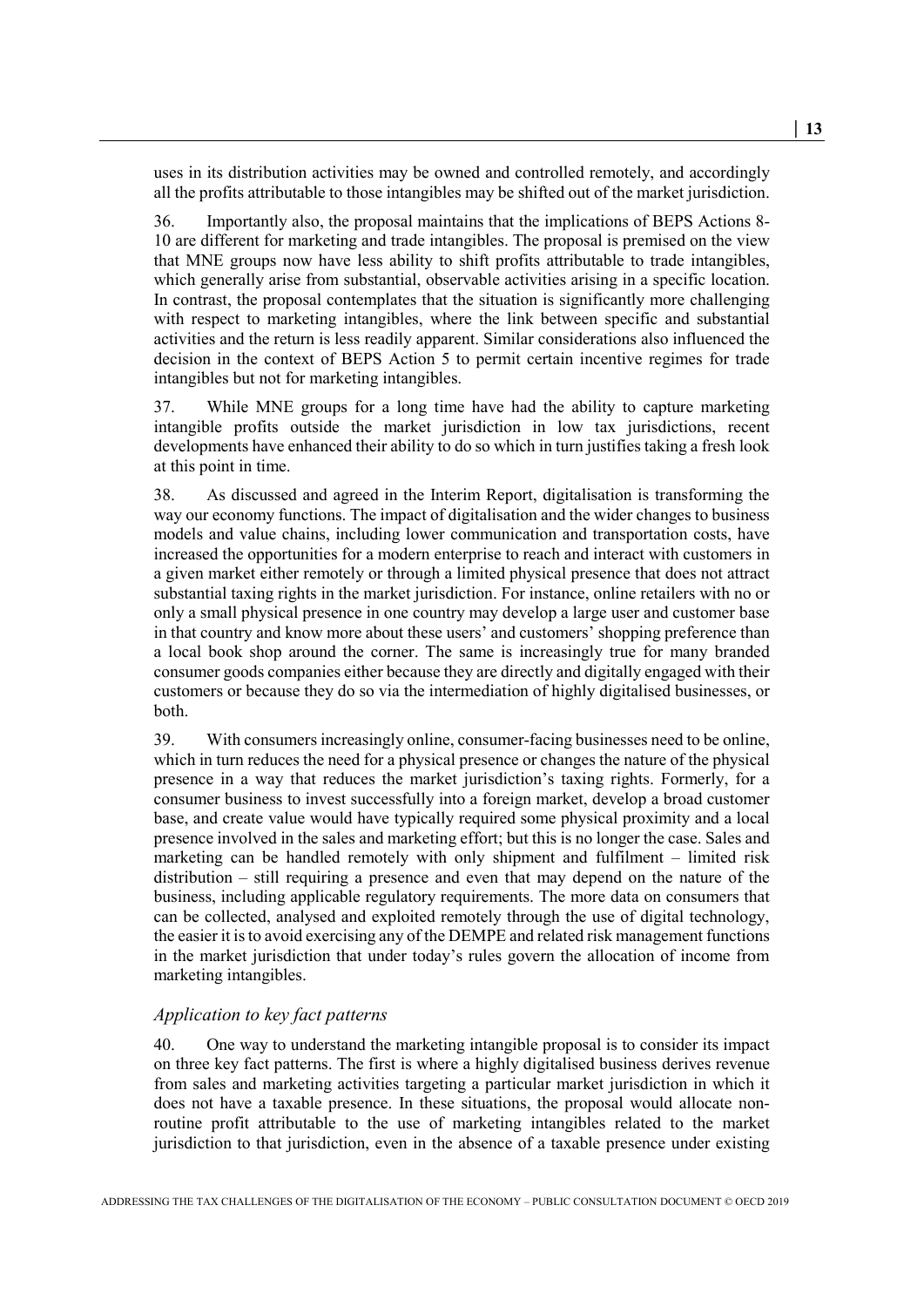uses in its distribution activities may be owned and controlled remotely, and accordingly all the profits attributable to those intangibles may be shifted out of the market jurisdiction.

36. Importantly also, the proposal maintains that the implications of BEPS Actions 8-10 are different for marketing and trade intangibles. The proposal is premised on the view that MNE groups now have less ability to shift profits attributable to trade intangibles, which generally arise from substantial, observable activities arising in a specific location. In contrast, the proposal contemplates that the situation is significantly more challenging with respect to marketing intangibles, where the link between specific and substantial activities and the return is less readily apparent. Similar considerations also influenced the decision in the context of BEPS Action 5 to permit certain incentive regimes for trade intangibles but not for marketing intangibles.

37. While MNE groups for a long time have had the ability to capture marketing intangible profits outside the market jurisdiction in low tax jurisdictions, recent developments have enhanced their ability to do so which in turn justifies taking a fresh look at this point in time.

38. As discussed and agreed in the Interim Report, digitalisation is transforming the way our economy functions. The impact of digitalisation and the wider changes to business models and value chains, including lower communication and transportation costs, have increased the opportunities for a modern enterprise to reach and interact with customers in a given market either remotely or through a limited physical presence that does not attract substantial taxing rights in the market jurisdiction. For instance, online retailers with no or only a small physical presence in one country may develop a large user and customer base in that country and know more about these users' and customers' shopping preference than a local book shop around the corner. The same is increasingly true for many branded consumer goods companies either because they are directly and digitally engaged with their customers or because they do so via the intermediation of highly digitalised businesses, or both.

39. With consumers increasingly online, consumer-facing businesses need to be online, which in turn reduces the need for a physical presence or changes the nature of the physical presence in a way that reduces the market jurisdiction's taxing rights. Formerly, for a consumer business to invest successfully into a foreign market, develop a broad customer base, and create value would have typically required some physical proximity and a local presence involved in the sales and marketing effort; but this is no longer the case. Sales and marketing can be handled remotely with only shipment and fulfilment – limited risk distribution – still requiring a presence and even that may depend on the nature of the business, including applicable regulatory requirements. The more data on consumers that can be collected, analysed and exploited remotely through the use of digital technology, the easier it is to avoid exercising any of the DEMPE and related risk management functions in the market jurisdiction that under today's rules govern the allocation of income from marketing intangibles.

### *Application to key fact patterns*

40. One way to understand the marketing intangible proposal is to consider its impact on three key fact patterns. The first is where a highly digitalised business derives revenue from sales and marketing activities targeting a particular market jurisdiction in which it does not have a taxable presence. In these situations, the proposal would allocate non-routine profit attributable to the use of marketing intangibles related to the market jurisdiction to that jurisdiction, even in the absence of a taxable presence under existing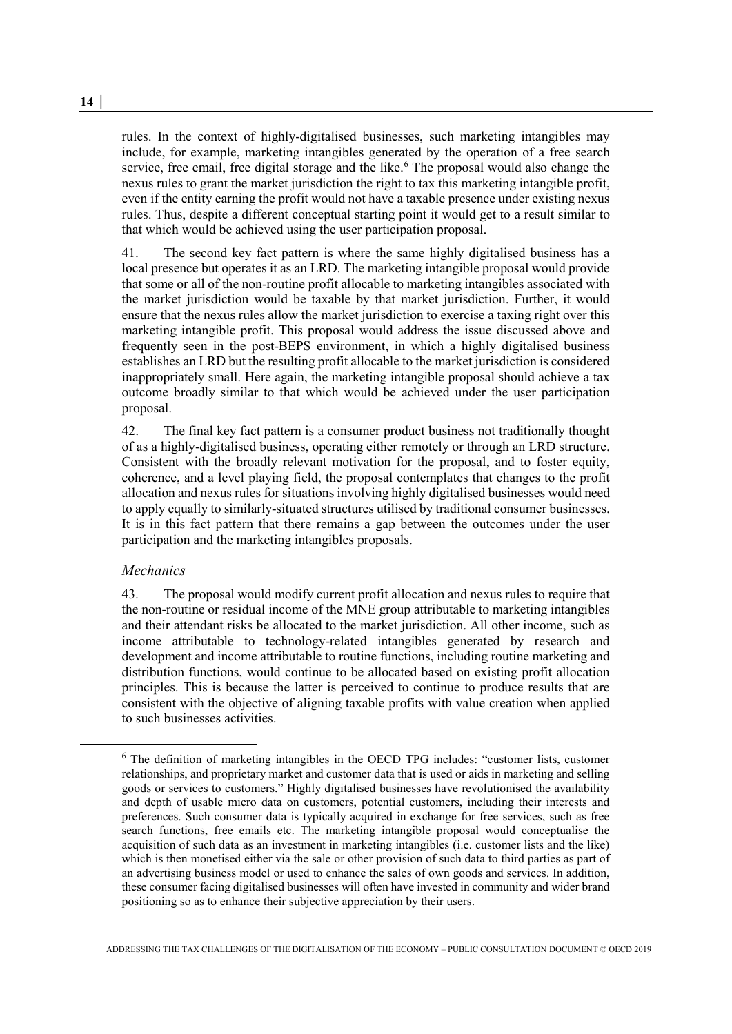rules. In the context of highly-digitalised businesses, such marketing intangibles may include, for example, marketing intangibles generated by the operation of a free search service, free email, free digital storage and the like.[6] The proposal would also change the nexus rules to grant the market jurisdiction the right to tax this marketing intangible profit, even if the entity earning the profit would not have a taxable presence under existing nexus rules. Thus, despite a different conceptual starting point it would get to a result similar to that which would be achieved using the user participation proposal.

41. The second key fact pattern is where the same highly digitalised business has a local presence but operates it as an LRD. The marketing intangible proposal would provide that some or all of the non-routine profit allocable to marketing intangibles associated with the market jurisdiction would be taxable by that market jurisdiction. Further, it would ensure that the nexus rules allow the market jurisdiction to exercise a taxing right over this marketing intangible profit. This proposal would address the issue discussed above and frequently seen in the post-BEPS environment, in which a highly digitalised business establishes an LRD but the resulting profit allocable to the market jurisdiction is considered inappropriately small. Here again, the marketing intangible proposal should achieve a tax outcome broadly similar to that which would be achieved under the user participation proposal.

42. The final key fact pattern is a consumer product business not traditionally thought of as a highly-digitalised business, operating either remotely or through an LRD structure. Consistent with the broadly relevant motivation for the proposal, and to foster equity, coherence, and a level playing field, the proposal contemplates that changes to the profit allocation and nexus rules for situations involving highly digitalised businesses would need to apply equally to similarly-situated structures utilised by traditional consumer businesses. It is in this fact pattern that there remains a gap between the outcomes under the user participation and the marketing intangibles proposals.

*Mechanics*

43. The proposal would modify current profit allocation and nexus rules to require that the non-routine or residual income of the MNE group attributable to marketing intangibles and their attendant risks be allocated to the market jurisdiction. All other income, such as income attributable to technology-related intangibles generated by research and development and income attributable to routine functions, including routine marketing and distribution functions, would continue to be allocated based on existing profit allocation principles. This is because the latter is perceived to continue to produce results that are consistent with the objective of aligning taxable profits with value creation when applied to such businesses activities.

[6] The definition of marketing intangibles in the OECD TPG includes: "customer lists, customer relationships, and proprietary market and customer data that is used or aids in marketing and selling goods or services to customers." Highly digitalised businesses have revolutionised the availability and depth of usable micro data on customers, potential customers, including their interests and preferences. Such consumer data is typically acquired in exchange for free services, such as free search functions, free emails etc. The marketing intangible proposal would conceptualise the acquisition of such data as an investment in marketing intangibles (i.e. customer lists and the like) which is then monetised either via the sale or other provision of such data to third parties as part of an advertising business model or used to enhance the sales of own goods and services. In addition, these consumer facing digitalised businesses will often have invested in community and wider brand positioning so as to enhance their subjective appreciation by their users.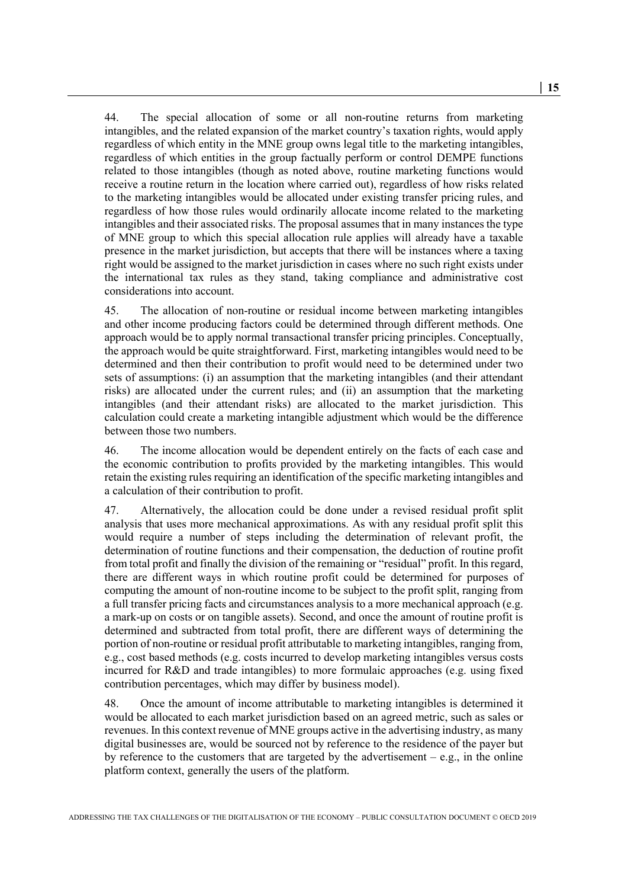44. The special allocation of some or all non-routine returns from marketing intangibles, and the related expansion of the market country's taxation rights, would apply regardless of which entity in the MNE group owns legal title to the marketing intangibles, regardless of which entities in the group factually perform or control DEMPE functions related to those intangibles (though as noted above, routine marketing functions would receive a routine return in the location where carried out), regardless of how risks related to the marketing intangibles would be allocated under existing transfer pricing rules, and regardless of how those rules would ordinarily allocate income related to the marketing intangibles and their associated risks. The proposal assumes that in many instances the type of MNE group to which this special allocation rule applies will already have a taxable presence in the market jurisdiction, but accepts that there will be instances where a taxing right would be assigned to the market jurisdiction in cases where no such right exists under the international tax rules as they stand, taking compliance and administrative cost considerations into account.

45. The allocation of non-routine or residual income between marketing intangibles and other income producing factors could be determined through different methods. One approach would be to apply normal transactional transfer pricing principles. Conceptually, the approach would be quite straightforward. First, marketing intangibles would need to be determined and then their contribution to profit would need to be determined under two sets of assumptions: (i) an assumption that the marketing intangibles (and their attendant risks) are allocated under the current rules; and (ii) an assumption that the marketing intangibles (and their attendant risks) are allocated to the market jurisdiction. This calculation could create a marketing intangible adjustment which would be the difference between those two numbers.

46. The income allocation would be dependent entirely on the facts of each case and the economic contribution to profits provided by the marketing intangibles. This would retain the existing rules requiring an identification of the specific marketing intangibles and a calculation of their contribution to profit.

47. Alternatively, the allocation could be done under a revised residual profit split analysis that uses more mechanical approximations. As with any residual profit split this would require a number of steps including the determination of relevant profit, the determination of routine functions and their compensation, the deduction of routine profit from total profit and finally the division of the remaining or "residual" profit. In this regard, there are different ways in which routine profit could be determined for purposes of computing the amount of non-routine income to be subject to the profit split, ranging from a full transfer pricing facts and circumstances analysis to a more mechanical approach (e.g. a mark-up on costs or on tangible assets). Second, and once the amount of routine profit is determined and subtracted from total profit, there are different ways of determining the portion of non-routine or residual profit attributable to marketing intangibles, ranging from, e.g., cost based methods (e.g. costs incurred to develop marketing intangibles versus costs incurred for R&D and trade intangibles) to more formulaic approaches (e.g. using fixed contribution percentages, which may differ by business model).

48. Once the amount of income attributable to marketing intangibles is determined it would be allocated to each market jurisdiction based on an agreed metric, such as sales or revenues. In this context revenue of MNE groups active in the advertising industry, as many digital businesses are, would be sourced not by reference to the residence of the payer but by reference to the customers that are targeted by the advertisement – e.g., in the online platform context, generally the users of the platform.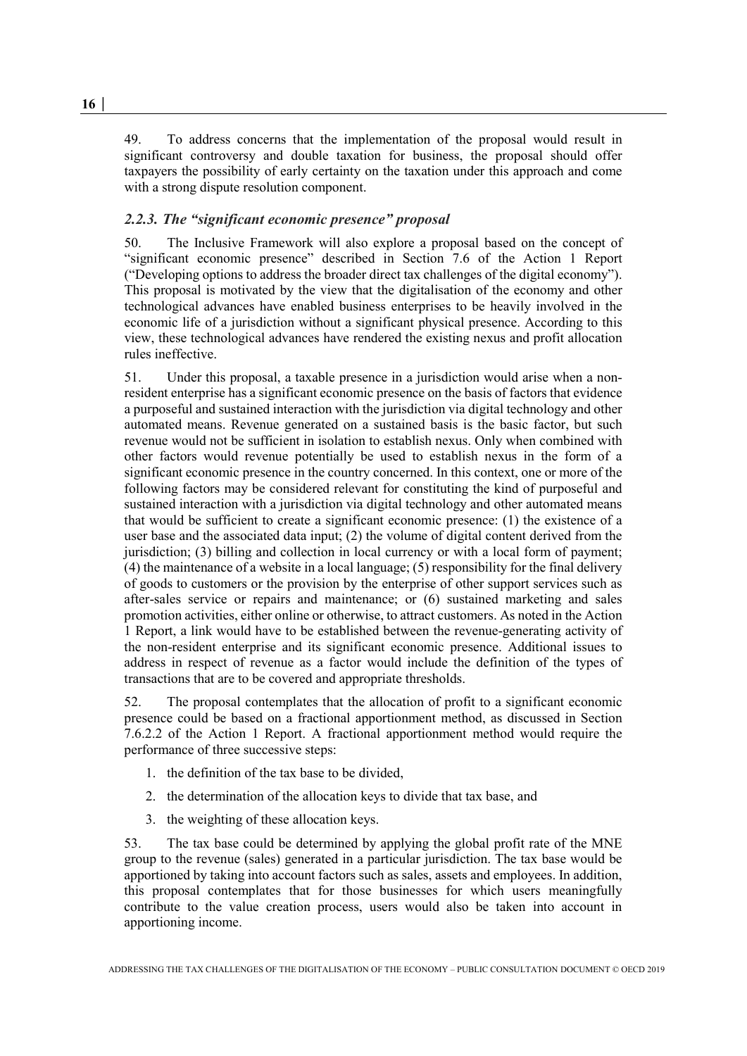49. To address concerns that the implementation of the proposal would result in significant controversy and double taxation for business, the proposal should offer taxpayers the possibility of early certainty on the taxation under this approach and come with a strong dispute resolution component.

### *2.2.3. The "significant economic presence" proposal*

50. The Inclusive Framework will also explore a proposal based on the concept of "significant economic presence" described in Section 7.6 of the Action 1 Report ("Developing options to address the broader direct tax challenges of the digital economy"). This proposal is motivated by the view that the digitalisation of the economy and other technological advances have enabled business enterprises to be heavily involved in the economic life of a jurisdiction without a significant physical presence. According to this view, these technological advances have rendered the existing nexus and profit allocation rules ineffective.

51. Under this proposal, a taxable presence in a jurisdiction would arise when a non-resident enterprise has a significant economic presence on the basis of factors that evidence a purposeful and sustained interaction with the jurisdiction via digital technology and other automated means. Revenue generated on a sustained basis is the basic factor, but such revenue would not be sufficient in isolation to establish nexus. Only when combined with other factors would revenue potentially be used to establish nexus in the form of a significant economic presence in the country concerned. In this context, one or more of the following factors may be considered relevant for constituting the kind of purposeful and sustained interaction with a jurisdiction via digital technology and other automated means that would be sufficient to create a significant economic presence: (1) the existence of a user base and the associated data input; (2) the volume of digital content derived from the jurisdiction; (3) billing and collection in local currency or with a local form of payment; (4) the maintenance of a website in a local language; (5) responsibility for the final delivery of goods to customers or the provision by the enterprise of other support services such as after-sales service or repairs and maintenance; or (6) sustained marketing and sales promotion activities, either online or otherwise, to attract customers. As noted in the Action 1 Report, a link would have to be established between the revenue-generating activity of the non-resident enterprise and its significant economic presence. Additional issues to address in respect of revenue as a factor would include the definition of the types of transactions that are to be covered and appropriate thresholds.

52. The proposal contemplates that the allocation of profit to a significant economic presence could be based on a fractional apportionment method, as discussed in Section 7.6.2.2 of the Action 1 Report. A fractional apportionment method would require the performance of three successive steps:

1. the definition of the tax base to be divided,
2. the determination of the allocation keys to divide that tax base, and
3. the weighting of these allocation keys.

53. The tax base could be determined by applying the global profit rate of the MNE group to the revenue (sales) generated in a particular jurisdiction. The tax base would be apportioned by taking into account factors such as sales, assets and employees. In addition, this proposal contemplates that for those businesses for which users meaningfully contribute to the value creation process, users would also be taken into account in apportioning income.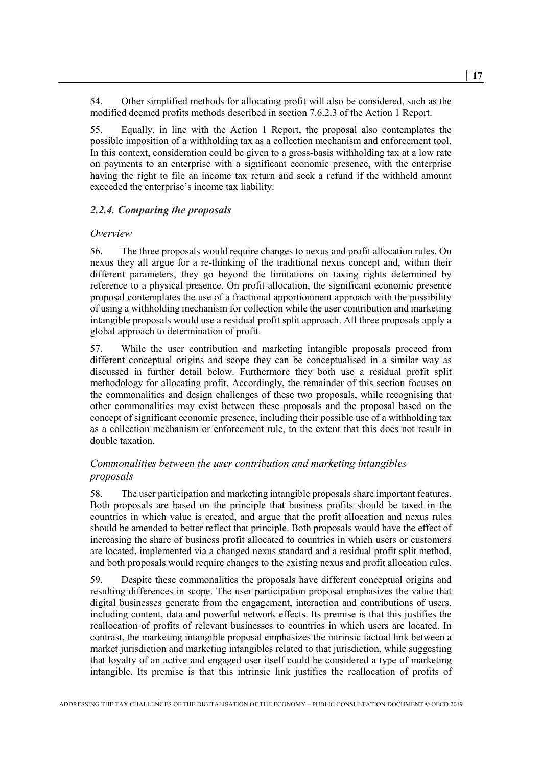54. Other simplified methods for allocating profit will also be considered, such as the modified deemed profits methods described in section 7.6.2.3 of the Action 1 Report.

55. Equally, in line with the Action 1 Report, the proposal also contemplates the possible imposition of a withholding tax as a collection mechanism and enforcement tool. In this context, consideration could be given to a gross-basis withholding tax at a low rate on payments to an enterprise with a significant economic presence, with the enterprise having the right to file an income tax return and seek a refund if the withheld amount exceeded the enterprise's income tax liability.

### *2.2.4. Comparing the proposals*

*Overview*

56. The three proposals would require changes to nexus and profit allocation rules. On nexus they all argue for a re-thinking of the traditional nexus concept and, within their different parameters, they go beyond the limitations on taxing rights determined by reference to a physical presence. On profit allocation, the significant economic presence proposal contemplates the use of a fractional apportionment approach with the possibility of using a withholding mechanism for collection while the user contribution and marketing intangible proposals would use a residual profit split approach. All three proposals apply a global approach to determination of profit.

57. While the user contribution and marketing intangible proposals proceed from different conceptual origins and scope they can be conceptualised in a similar way as discussed in further detail below. Furthermore they both use a residual profit split methodology for allocating profit. Accordingly, the remainder of this section focuses on the commonalities and design challenges of these two proposals, while recognising that other commonalities may exist between these proposals and the proposal based on the concept of significant economic presence, including their possible use of a withholding tax as a collection mechanism or enforcement rule, to the extent that this does not result in double taxation.

*Commonalities between the user contribution and marketing intangibles proposals*

58. The user participation and marketing intangible proposals share important features. Both proposals are based on the principle that business profits should be taxed in the countries in which value is created, and argue that the profit allocation and nexus rules should be amended to better reflect that principle. Both proposals would have the effect of increasing the share of business profit allocated to countries in which users or customers are located, implemented via a changed nexus standard and a residual profit split method, and both proposals would require changes to the existing nexus and profit allocation rules.

59. Despite these commonalities the proposals have different conceptual origins and resulting differences in scope. The user participation proposal emphasizes the value that digital businesses generate from the engagement, interaction and contributions of users, including content, data and powerful network effects. Its premise is that this justifies the reallocation of profits of relevant businesses to countries in which users are located. In contrast, the marketing intangible proposal emphasizes the intrinsic factual link between a market jurisdiction and marketing intangibles related to that jurisdiction, while suggesting that loyalty of an active and engaged user itself could be considered a type of marketing intangible. Its premise is that this intrinsic link justifies the reallocation of profits of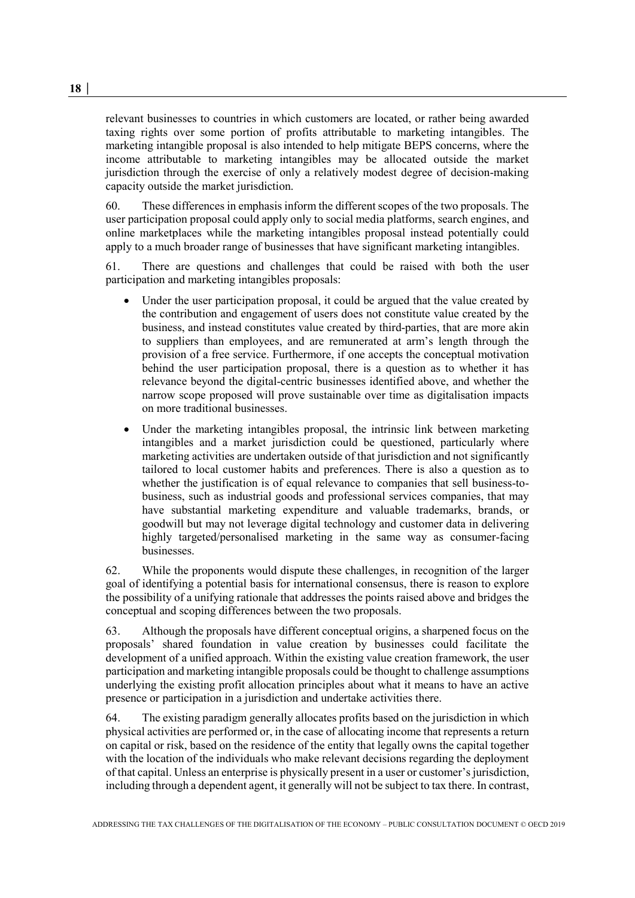relevant businesses to countries in which customers are located, or rather being awarded taxing rights over some portion of profits attributable to marketing intangibles. The marketing intangible proposal is also intended to help mitigate BEPS concerns, where the income attributable to marketing intangibles may be allocated outside the market jurisdiction through the exercise of only a relatively modest degree of decision-making capacity outside the market jurisdiction.

60. These differences in emphasis inform the different scopes of the two proposals. The user participation proposal could apply only to social media platforms, search engines, and online marketplaces while the marketing intangibles proposal instead potentially could apply to a much broader range of businesses that have significant marketing intangibles.

61. There are questions and challenges that could be raised with both the user participation and marketing intangibles proposals:

- Under the user participation proposal, it could be argued that the value created by the contribution and engagement of users does not constitute value created by the business, and instead constitutes value created by third-parties, that are more akin to suppliers than employees, and are remunerated at arm's length through the provision of a free service. Furthermore, if one accepts the conceptual motivation behind the user participation proposal, there is a question as to whether it has relevance beyond the digital-centric businesses identified above, and whether the narrow scope proposed will prove sustainable over time as digitalisation impacts on more traditional businesses.
- Under the marketing intangibles proposal, the intrinsic link between marketing intangibles and a market jurisdiction could be questioned, particularly where marketing activities are undertaken outside of that jurisdiction and not significantly tailored to local customer habits and preferences. There is also a question as to whether the justification is of equal relevance to companies that sell business-to-business, such as industrial goods and professional services companies, that may have substantial marketing expenditure and valuable trademarks, brands, or goodwill but may not leverage digital technology and customer data in delivering highly targeted/personalised marketing in the same way as consumer-facing businesses.

62. While the proponents would dispute these challenges, in recognition of the larger goal of identifying a potential basis for international consensus, there is reason to explore the possibility of a unifying rationale that addresses the points raised above and bridges the conceptual and scoping differences between the two proposals.

63. Although the proposals have different conceptual origins, a sharpened focus on the proposals' shared foundation in value creation by businesses could facilitate the development of a unified approach. Within the existing value creation framework, the user participation and marketing intangible proposals could be thought to challenge assumptions underlying the existing profit allocation principles about what it means to have an active presence or participation in a jurisdiction and undertake activities there.

64. The existing paradigm generally allocates profits based on the jurisdiction in which physical activities are performed or, in the case of allocating income that represents a return on capital or risk, based on the residence of the entity that legally owns the capital together with the location of the individuals who make relevant decisions regarding the deployment of that capital. Unless an enterprise is physically present in a user or customer's jurisdiction, including through a dependent agent, it generally will not be subject to tax there. In contrast,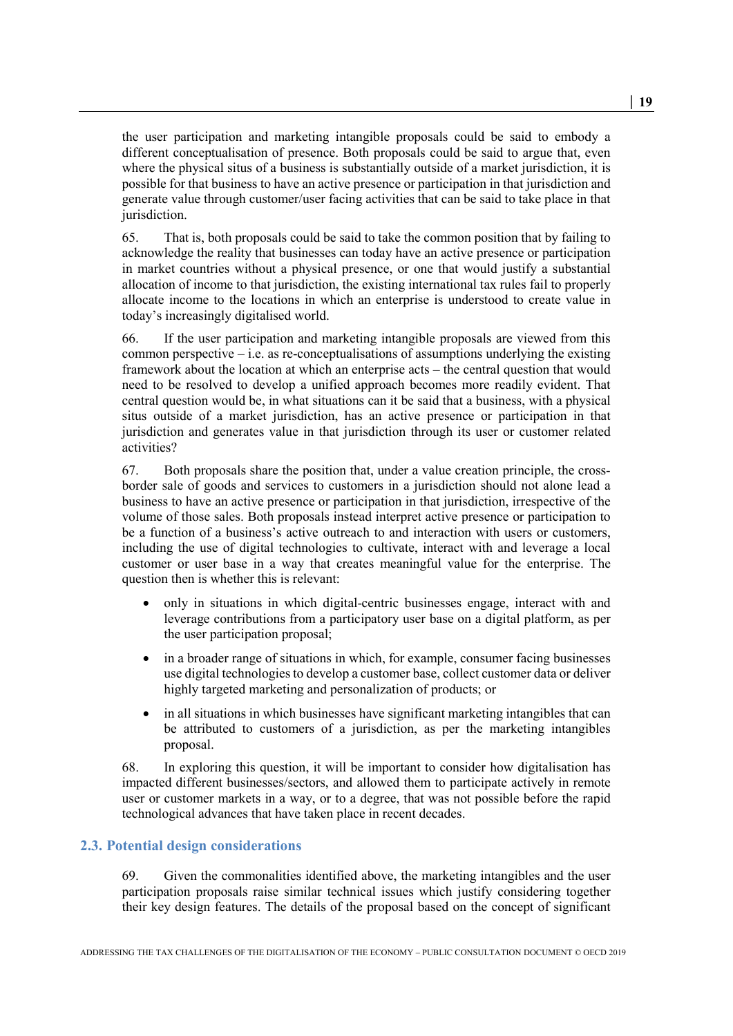the user participation and marketing intangible proposals could be said to embody a different conceptualisation of presence. Both proposals could be said to argue that, even where the physical situs of a business is substantially outside of a market jurisdiction, it is possible for that business to have an active presence or participation in that jurisdiction and generate value through customer/user facing activities that can be said to take place in that jurisdiction.

65. That is, both proposals could be said to take the common position that by failing to acknowledge the reality that businesses can today have an active presence or participation in market countries without a physical presence, or one that would justify a substantial allocation of income to that jurisdiction, the existing international tax rules fail to properly allocate income to the locations in which an enterprise is understood to create value in today's increasingly digitalised world.

66. If the user participation and marketing intangible proposals are viewed from this common perspective – i.e. as re-conceptualisations of assumptions underlying the existing framework about the location at which an enterprise acts – the central question that would need to be resolved to develop a unified approach becomes more readily evident. That central question would be, in what situations can it be said that a business, with a physical situs outside of a market jurisdiction, has an active presence or participation in that jurisdiction and generates value in that jurisdiction through its user or customer related activities?

67. Both proposals share the position that, under a value creation principle, the cross-border sale of goods and services to customers in a jurisdiction should not alone lead a business to have an active presence or participation in that jurisdiction, irrespective of the volume of those sales. Both proposals instead interpret active presence or participation to be a function of a business's active outreach to and interaction with users or customers, including the use of digital technologies to cultivate, interact with and leverage a local customer or user base in a way that creates meaningful value for the enterprise. The question then is whether this is relevant:

- only in situations in which digital-centric businesses engage, interact with and leverage contributions from a participatory user base on a digital platform, as per the user participation proposal;
- in a broader range of situations in which, for example, consumer facing businesses use digital technologies to develop a customer base, collect customer data or deliver highly targeted marketing and personalization of products; or
- in all situations in which businesses have significant marketing intangibles that can be attributed to customers of a jurisdiction, as per the marketing intangibles proposal.

68. In exploring this question, it will be important to consider how digitalisation has impacted different businesses/sectors, and allowed them to participate actively in remote user or customer markets in a way, or to a degree, that was not possible before the rapid technological advances that have taken place in recent decades.

## 2.3. Potential design considerations

69. Given the commonalities identified above, the marketing intangibles and the user participation proposals raise similar technical issues which justify considering together their key design features. The details of the proposal based on the concept of significant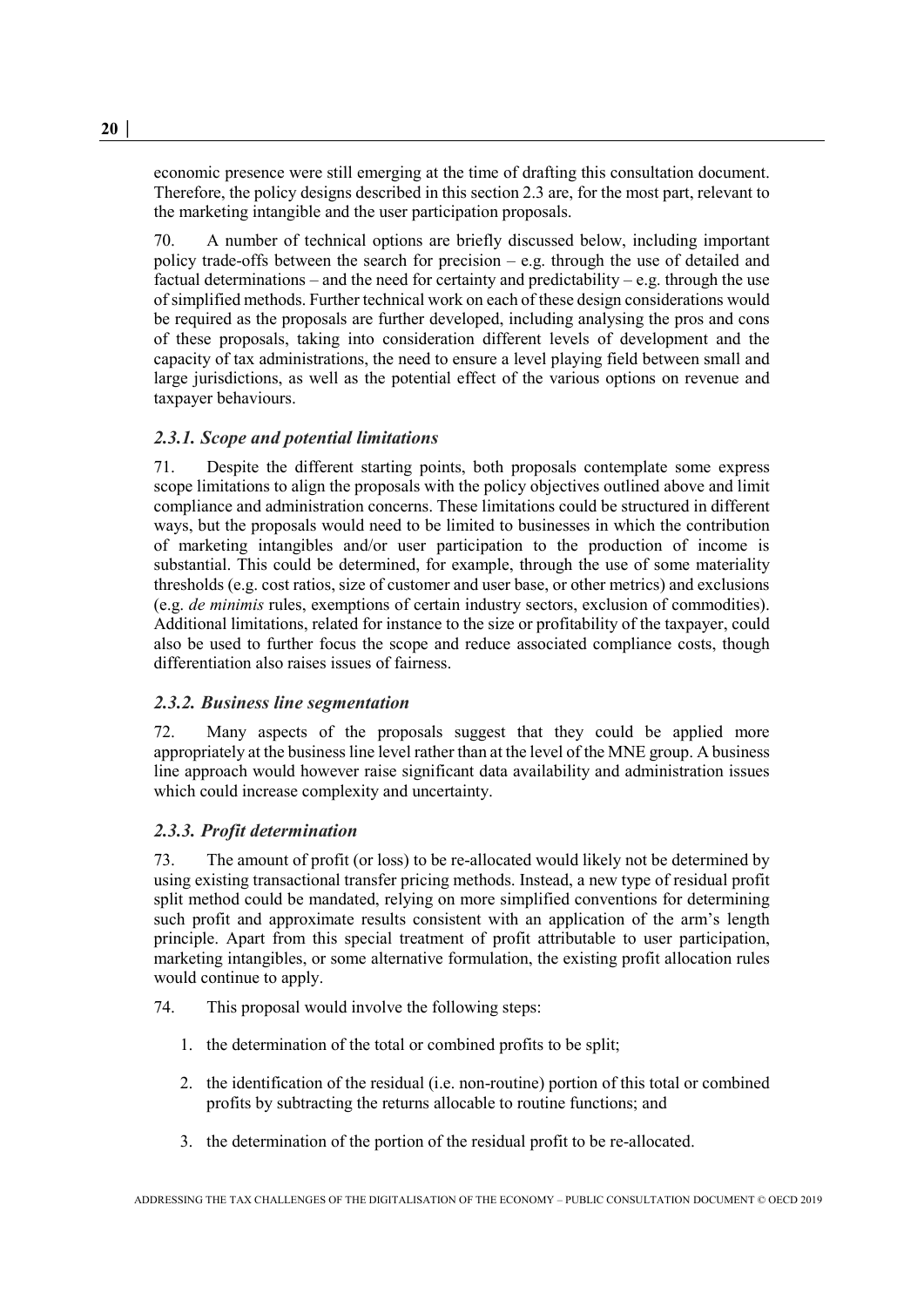economic presence were still emerging at the time of drafting this consultation document. Therefore, the policy designs described in this section 2.3 are, for the most part, relevant to the marketing intangible and the user participation proposals.

70. A number of technical options are briefly discussed below, including important policy trade-offs between the search for precision – e.g. through the use of detailed and factual determinations – and the need for certainty and predictability – e.g. through the use of simplified methods. Further technical work on each of these design considerations would be required as the proposals are further developed, including analysing the pros and cons of these proposals, taking into consideration different levels of development and the capacity of tax administrations, the need to ensure a level playing field between small and large jurisdictions, as well as the potential effect of the various options on revenue and taxpayer behaviours.

### *2.3.1. Scope and potential limitations*

71. Despite the different starting points, both proposals contemplate some express scope limitations to align the proposals with the policy objectives outlined above and limit compliance and administration concerns. These limitations could be structured in different ways, but the proposals would need to be limited to businesses in which the contribution of marketing intangibles and/or user participation to the production of income is substantial. This could be determined, for example, through the use of some materiality thresholds (e.g. cost ratios, size of customer and user base, or other metrics) and exclusions (e.g. *de minimis* rules, exemptions of certain industry sectors, exclusion of commodities). Additional limitations, related for instance to the size or profitability of the taxpayer, could also be used to further focus the scope and reduce associated compliance costs, though differentiation also raises issues of fairness.

### *2.3.2. Business line segmentation*

72. Many aspects of the proposals suggest that they could be applied more appropriately at the business line level rather than at the level of the MNE group. A business line approach would however raise significant data availability and administration issues which could increase complexity and uncertainty.

### *2.3.3. Profit determination*

73. The amount of profit (or loss) to be re-allocated would likely not be determined by using existing transactional transfer pricing methods. Instead, a new type of residual profit split method could be mandated, relying on more simplified conventions for determining such profit and approximate results consistent with an application of the arm's length principle. Apart from this special treatment of profit attributable to user participation, marketing intangibles, or some alternative formulation, the existing profit allocation rules would continue to apply.

74. This proposal would involve the following steps:

1. the determination of the total or combined profits to be split;
2. the identification of the residual (i.e. non-routine) portion of this total or combined profits by subtracting the returns allocable to routine functions; and
3. the determination of the portion of the residual profit to be re-allocated.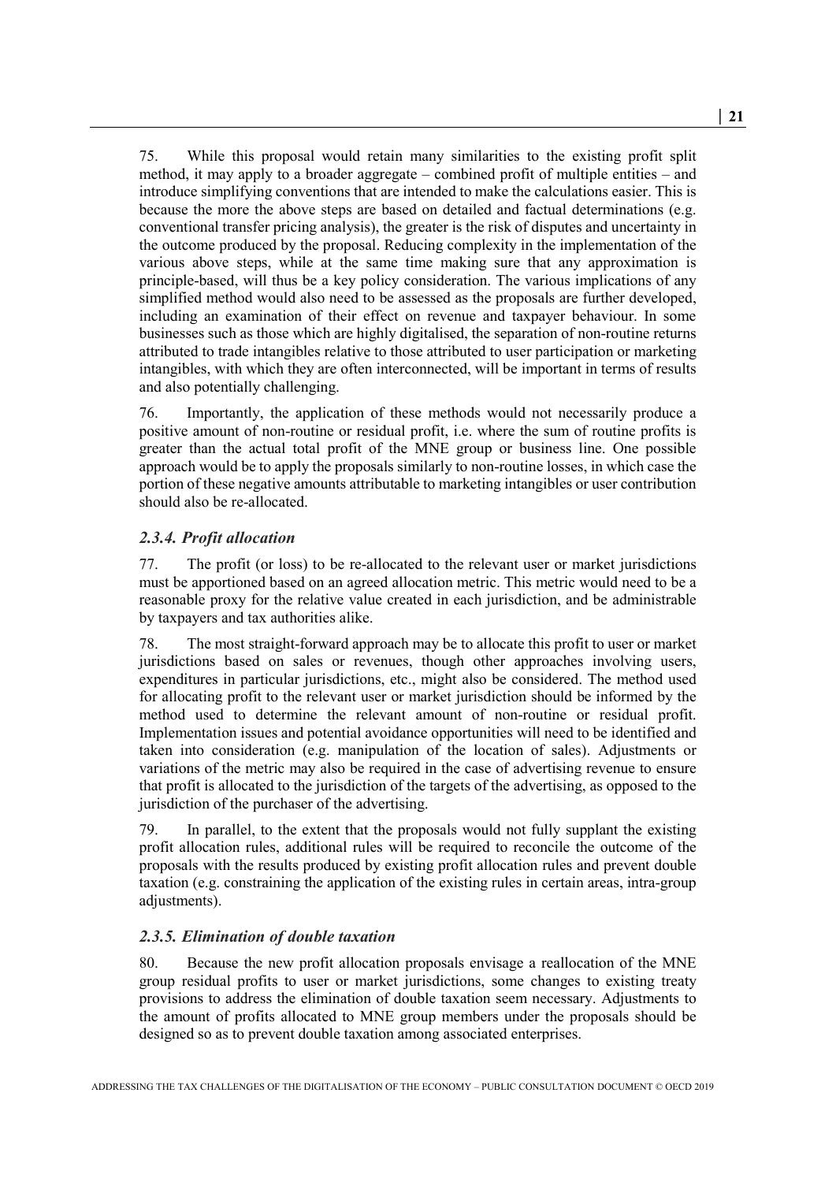75. While this proposal would retain many similarities to the existing profit split method, it may apply to a broader aggregate – combined profit of multiple entities – and introduce simplifying conventions that are intended to make the calculations easier. This is because the more the above steps are based on detailed and factual determinations (e.g. conventional transfer pricing analysis), the greater is the risk of disputes and uncertainty in the outcome produced by the proposal. Reducing complexity in the implementation of the various above steps, while at the same time making sure that any approximation is principle-based, will thus be a key policy consideration. The various implications of any simplified method would also need to be assessed as the proposals are further developed, including an examination of their effect on revenue and taxpayer behaviour. In some businesses such as those which are highly digitalised, the separation of non-routine returns attributed to trade intangibles relative to those attributed to user participation or marketing intangibles, with which they are often interconnected, will be important in terms of results and also potentially challenging.

76. Importantly, the application of these methods would not necessarily produce a positive amount of non-routine or residual profit, i.e. where the sum of routine profits is greater than the actual total profit of the MNE group or business line. One possible approach would be to apply the proposals similarly to non-routine losses, in which case the portion of these negative amounts attributable to marketing intangibles or user contribution should also be re-allocated.

### *2.3.4. Profit allocation*

77. The profit (or loss) to be re-allocated to the relevant user or market jurisdictions must be apportioned based on an agreed allocation metric. This metric would need to be a reasonable proxy for the relative value created in each jurisdiction, and be administrable by taxpayers and tax authorities alike.

78. The most straight-forward approach may be to allocate this profit to user or market jurisdictions based on sales or revenues, though other approaches involving users, expenditures in particular jurisdictions, etc., might also be considered. The method used for allocating profit to the relevant user or market jurisdiction should be informed by the method used to determine the relevant amount of non-routine or residual profit. Implementation issues and potential avoidance opportunities will need to be identified and taken into consideration (e.g. manipulation of the location of sales). Adjustments or variations of the metric may also be required in the case of advertising revenue to ensure that profit is allocated to the jurisdiction of the targets of the advertising, as opposed to the jurisdiction of the purchaser of the advertising.

79. In parallel, to the extent that the proposals would not fully supplant the existing profit allocation rules, additional rules will be required to reconcile the outcome of the proposals with the results produced by existing profit allocation rules and prevent double taxation (e.g. constraining the application of the existing rules in certain areas, intra-group adjustments).

### *2.3.5. Elimination of double taxation*

80. Because the new profit allocation proposals envisage a reallocation of the MNE group residual profits to user or market jurisdictions, some changes to existing treaty provisions to address the elimination of double taxation seem necessary. Adjustments to the amount of profits allocated to MNE group members under the proposals should be designed so as to prevent double taxation among associated enterprises.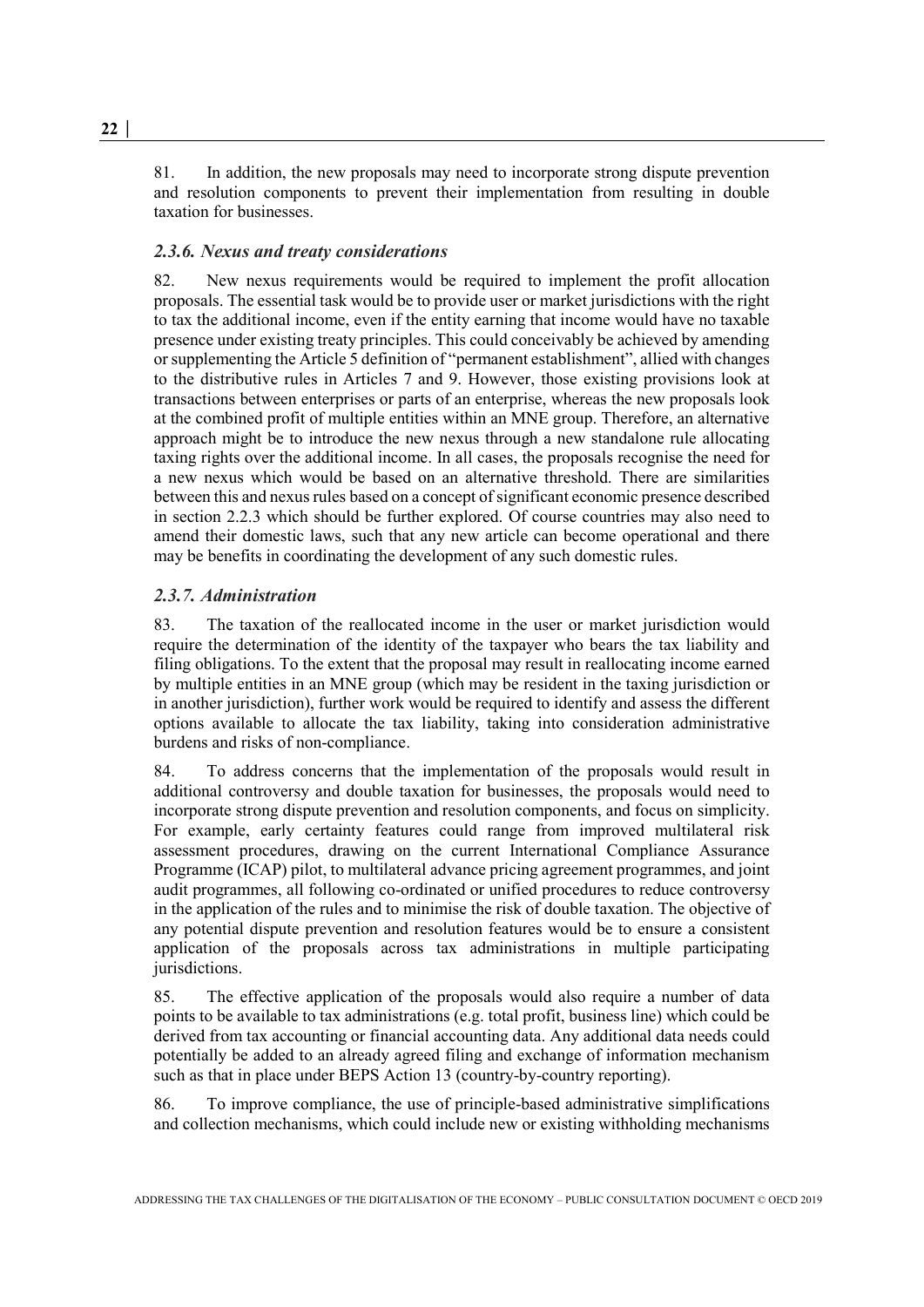81. In addition, the new proposals may need to incorporate strong dispute prevention and resolution components to prevent their implementation from resulting in double taxation for businesses.

### *2.3.6. Nexus and treaty considerations*

82. New nexus requirements would be required to implement the profit allocation proposals. The essential task would be to provide user or market jurisdictions with the right to tax the additional income, even if the entity earning that income would have no taxable presence under existing treaty principles. This could conceivably be achieved by amending or supplementing the Article 5 definition of "permanent establishment", allied with changes to the distributive rules in Articles 7 and 9. However, those existing provisions look at transactions between enterprises or parts of an enterprise, whereas the new proposals look at the combined profit of multiple entities within an MNE group. Therefore, an alternative approach might be to introduce the new nexus through a new standalone rule allocating taxing rights over the additional income. In all cases, the proposals recognise the need for a new nexus which would be based on an alternative threshold. There are similarities between this and nexus rules based on a concept of significant economic presence described in section 2.2.3 which should be further explored. Of course countries may also need to amend their domestic laws, such that any new article can become operational and there may be benefits in coordinating the development of any such domestic rules.

### *2.3.7. Administration*

83. The taxation of the reallocated income in the user or market jurisdiction would require the determination of the identity of the taxpayer who bears the tax liability and filing obligations. To the extent that the proposal may result in reallocating income earned by multiple entities in an MNE group (which may be resident in the taxing jurisdiction or in another jurisdiction), further work would be required to identify and assess the different options available to allocate the tax liability, taking into consideration administrative burdens and risks of non-compliance.

84. To address concerns that the implementation of the proposals would result in additional controversy and double taxation for businesses, the proposals would need to incorporate strong dispute prevention and resolution components, and focus on simplicity. For example, early certainty features could range from improved multilateral risk assessment procedures, drawing on the current International Compliance Assurance Programme (ICAP) pilot, to multilateral advance pricing agreement programmes, and joint audit programmes, all following co-ordinated or unified procedures to reduce controversy in the application of the rules and to minimise the risk of double taxation. The objective of any potential dispute prevention and resolution features would be to ensure a consistent application of the proposals across tax administrations in multiple participating jurisdictions.

85. The effective application of the proposals would also require a number of data points to be available to tax administrations (e.g. total profit, business line) which could be derived from tax accounting or financial accounting data. Any additional data needs could potentially be added to an already agreed filing and exchange of information mechanism such as that in place under BEPS Action 13 (country-by-country reporting).

86. To improve compliance, the use of principle-based administrative simplifications and collection mechanisms, which could include new or existing withholding mechanisms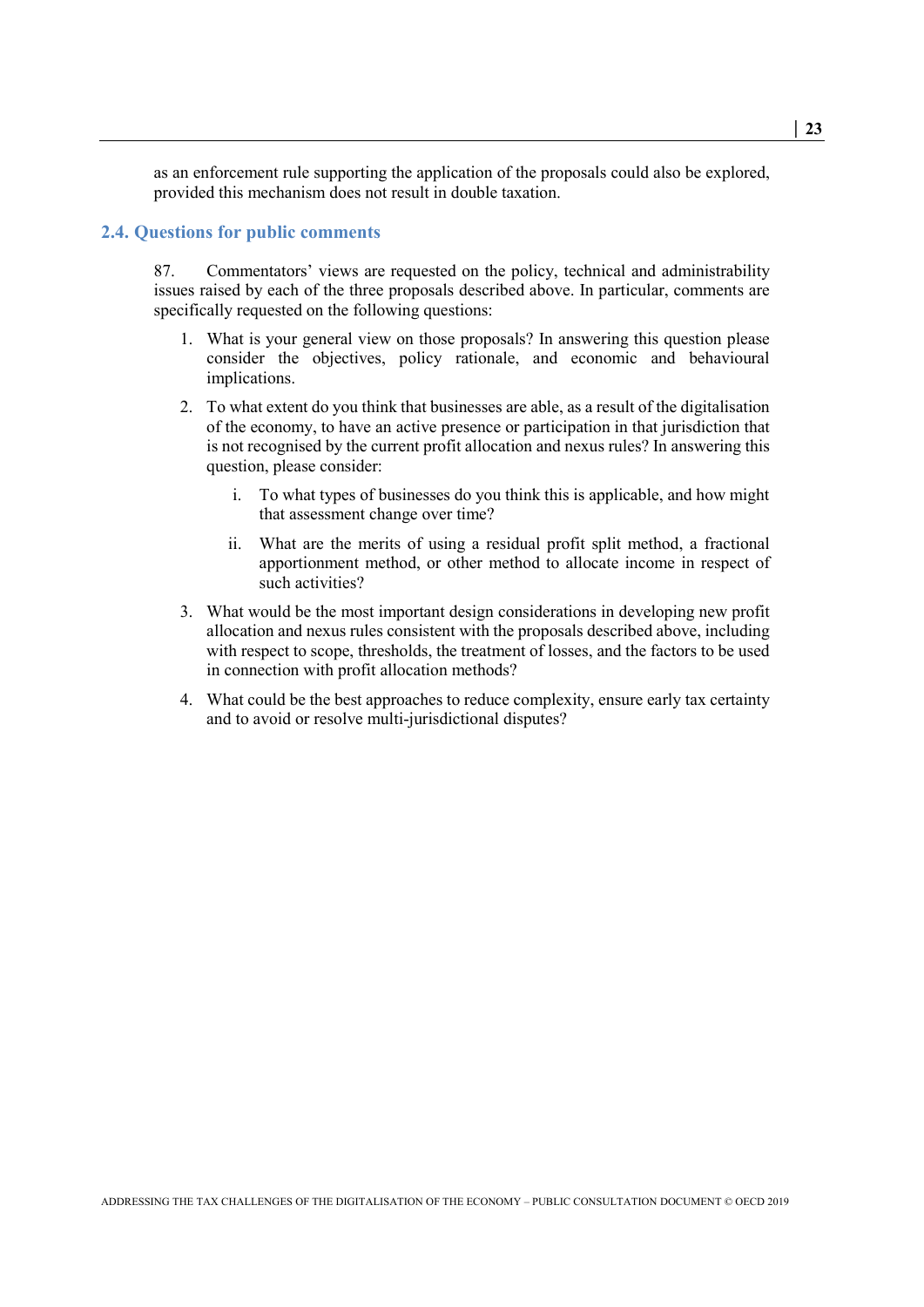as an enforcement rule supporting the application of the proposals could also be explored, provided this mechanism does not result in double taxation.

## 2.4. Questions for public comments

87. Commentators' views are requested on the policy, technical and administrability issues raised by each of the three proposals described above. In particular, comments are specifically requested on the following questions:

1. What is your general view on those proposals? In answering this question please consider the objectives, policy rationale, and economic and behavioural implications.
2. To what extent do you think that businesses are able, as a result of the digitalisation of the economy, to have an active presence or participation in that jurisdiction that is not recognised by the current profit allocation and nexus rules? In answering this question, please consider:
   i. To what types of businesses do you think this is applicable, and how might that assessment change over time?
   ii. What are the merits of using a residual profit split method, a fractional apportionment method, or other method to allocate income in respect of such activities?
3. What would be the most important design considerations in developing new profit allocation and nexus rules consistent with the proposals described above, including with respect to scope, thresholds, the treatment of losses, and the factors to be used in connection with profit allocation methods?
4. What could be the best approaches to reduce complexity, ensure early tax certainty and to avoid or resolve multi-jurisdictional disputes?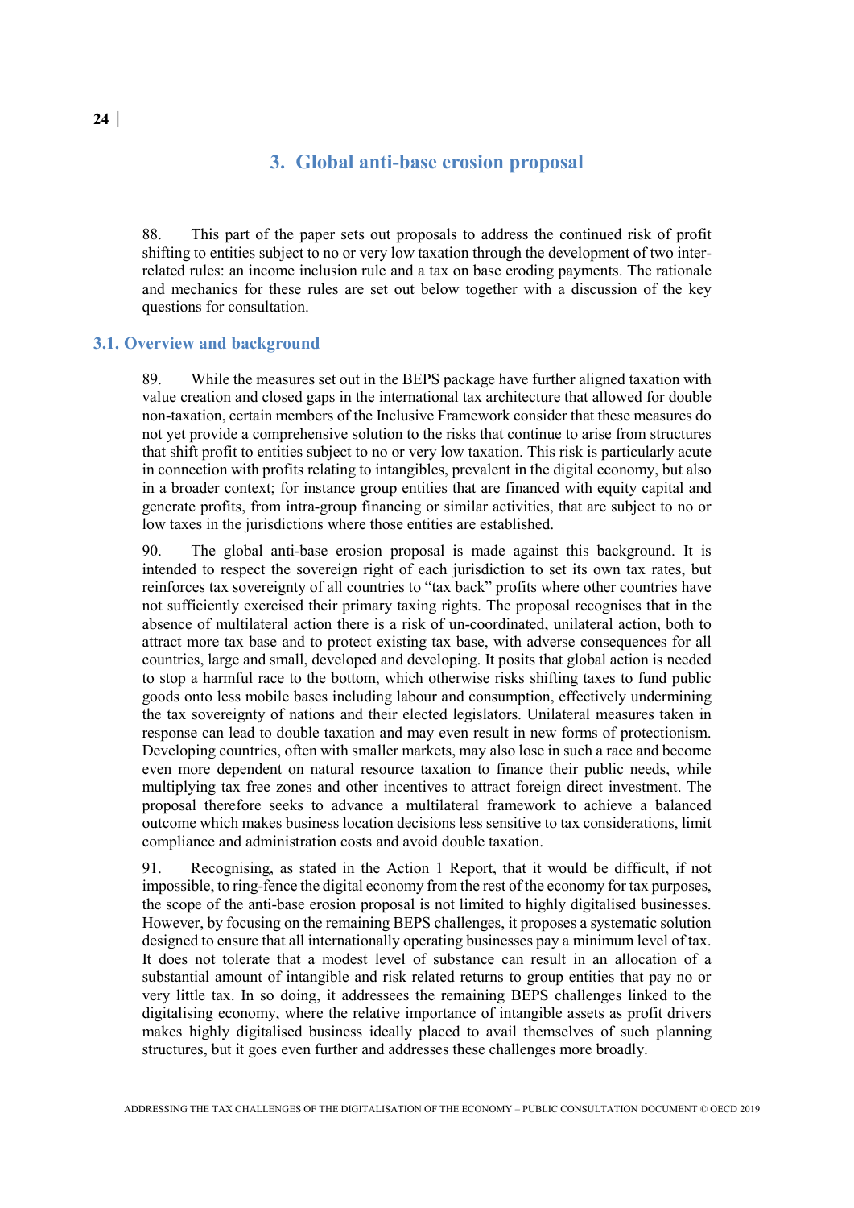# 3. Global anti-base erosion proposal

88. This part of the paper sets out proposals to address the continued risk of profit shifting to entities subject to no or very low taxation through the development of two inter-related rules: an income inclusion rule and a tax on base eroding payments. The rationale and mechanics for these rules are set out below together with a discussion of the key questions for consultation.

## 3.1. Overview and background

89. While the measures set out in the BEPS package have further aligned taxation with value creation and closed gaps in the international tax architecture that allowed for double non-taxation, certain members of the Inclusive Framework consider that these measures do not yet provide a comprehensive solution to the risks that continue to arise from structures that shift profit to entities subject to no or very low taxation. This risk is particularly acute in connection with profits relating to intangibles, prevalent in the digital economy, but also in a broader context; for instance group entities that are financed with equity capital and generate profits, from intra-group financing or similar activities, that are subject to no or low taxes in the jurisdictions where those entities are established.

90. The global anti-base erosion proposal is made against this background. It is intended to respect the sovereign right of each jurisdiction to set its own tax rates, but reinforces tax sovereignty of all countries to "tax back" profits where other countries have not sufficiently exercised their primary taxing rights. The proposal recognises that in the absence of multilateral action there is a risk of un-coordinated, unilateral action, both to attract more tax base and to protect existing tax base, with adverse consequences for all countries, large and small, developed and developing. It posits that global action is needed to stop a harmful race to the bottom, which otherwise risks shifting taxes to fund public goods onto less mobile bases including labour and consumption, effectively undermining the tax sovereignty of nations and their elected legislators. Unilateral measures taken in response can lead to double taxation and may even result in new forms of protectionism. Developing countries, often with smaller markets, may also lose in such a race and become even more dependent on natural resource taxation to finance their public needs, while multiplying tax free zones and other incentives to attract foreign direct investment. The proposal therefore seeks to advance a multilateral framework to achieve a balanced outcome which makes business location decisions less sensitive to tax considerations, limit compliance and administration costs and avoid double taxation.

91. Recognising, as stated in the Action 1 Report, that it would be difficult, if not impossible, to ring-fence the digital economy from the rest of the economy for tax purposes, the scope of the anti-base erosion proposal is not limited to highly digitalised businesses. However, by focusing on the remaining BEPS challenges, it proposes a systematic solution designed to ensure that all internationally operating businesses pay a minimum level of tax. It does not tolerate that a modest level of substance can result in an allocation of a substantial amount of intangible and risk related returns to group entities that pay no or very little tax. In so doing, it addressees the remaining BEPS challenges linked to the digitalising economy, where the relative importance of intangible assets as profit drivers makes highly digitalised business ideally placed to avail themselves of such planning structures, but it goes even further and addresses these challenges more broadly.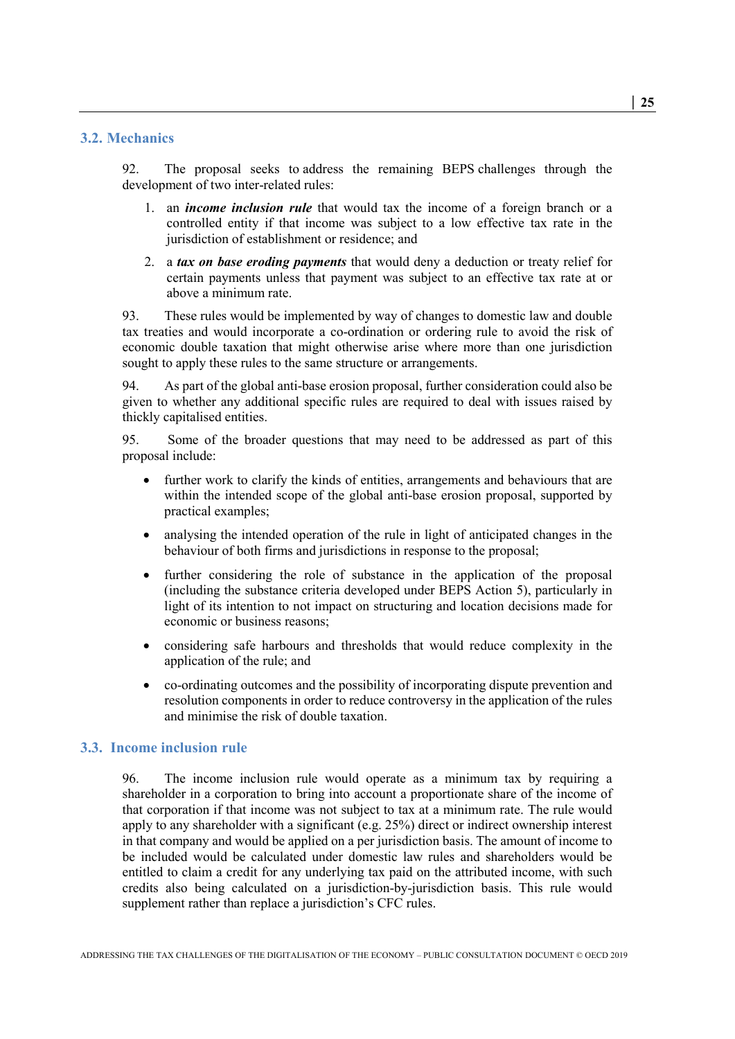## 3.2. Mechanics

92. The proposal seeks to address the remaining BEPS challenges through the development of two inter-related rules:

1. an ***income inclusion rule*** that would tax the income of a foreign branch or a controlled entity if that income was subject to a low effective tax rate in the jurisdiction of establishment or residence; and
2. a ***tax on base eroding payments*** that would deny a deduction or treaty relief for certain payments unless that payment was subject to an effective tax rate at or above a minimum rate.

93. These rules would be implemented by way of changes to domestic law and double tax treaties and would incorporate a co-ordination or ordering rule to avoid the risk of economic double taxation that might otherwise arise where more than one jurisdiction sought to apply these rules to the same structure or arrangements.

94. As part of the global anti-base erosion proposal, further consideration could also be given to whether any additional specific rules are required to deal with issues raised by thickly capitalised entities.

95. Some of the broader questions that may need to be addressed as part of this proposal include:

- further work to clarify the kinds of entities, arrangements and behaviours that are within the intended scope of the global anti-base erosion proposal, supported by practical examples;
- analysing the intended operation of the rule in light of anticipated changes in the behaviour of both firms and jurisdictions in response to the proposal;
- further considering the role of substance in the application of the proposal (including the substance criteria developed under BEPS Action 5), particularly in light of its intention to not impact on structuring and location decisions made for economic or business reasons;
- considering safe harbours and thresholds that would reduce complexity in the application of the rule; and
- co-ordinating outcomes and the possibility of incorporating dispute prevention and resolution components in order to reduce controversy in the application of the rules and minimise the risk of double taxation.

## 3.3. Income inclusion rule

96. The income inclusion rule would operate as a minimum tax by requiring a shareholder in a corporation to bring into account a proportionate share of the income of that corporation if that income was not subject to tax at a minimum rate. The rule would apply to any shareholder with a significant (e.g. 25%) direct or indirect ownership interest in that company and would be applied on a per jurisdiction basis. The amount of income to be included would be calculated under domestic law rules and shareholders would be entitled to claim a credit for any underlying tax paid on the attributed income, with such credits also being calculated on a jurisdiction-by-jurisdiction basis. This rule would supplement rather than replace a jurisdiction's CFC rules.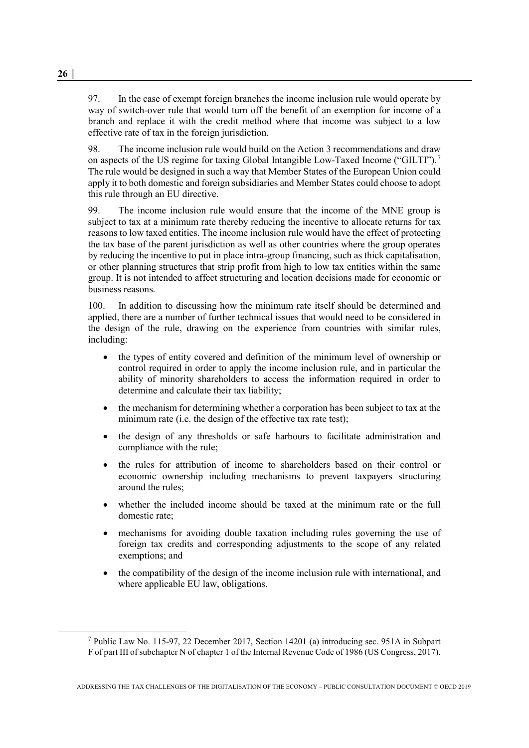97. In the case of exempt foreign branches the income inclusion rule would operate by way of switch-over rule that would turn off the benefit of an exemption for income of a branch and replace it with the credit method where that income was subject to a low effective rate of tax in the foreign jurisdiction.

98. The income inclusion rule would build on the Action 3 recommendations and draw on aspects of the US regime for taxing Global Intangible Low-Taxed Income ("GILTI").[7] The rule would be designed in such a way that Member States of the European Union could apply it to both domestic and foreign subsidiaries and Member States could choose to adopt this rule through an EU directive.

99. The income inclusion rule would ensure that the income of the MNE group is subject to tax at a minimum rate thereby reducing the incentive to allocate returns for tax reasons to low taxed entities. The income inclusion rule would have the effect of protecting the tax base of the parent jurisdiction as well as other countries where the group operates by reducing the incentive to put in place intra-group financing, such as thick capitalisation, or other planning structures that strip profit from high to low tax entities within the same group. It is not intended to affect structuring and location decisions made for economic or business reasons.

100. In addition to discussing how the minimum rate itself should be determined and applied, there are a number of further technical issues that would need to be considered in the design of the rule, drawing on the experience from countries with similar rules, including:

- the types of entity covered and definition of the minimum level of ownership or control required in order to apply the income inclusion rule, and in particular the ability of minority shareholders to access the information required in order to determine and calculate their tax liability;
- the mechanism for determining whether a corporation has been subject to tax at the minimum rate (i.e. the design of the effective tax rate test);
- the design of any thresholds or safe harbours to facilitate administration and compliance with the rule;
- the rules for attribution of income to shareholders based on their control or economic ownership including mechanisms to prevent taxpayers structuring around the rules;
- whether the included income should be taxed at the minimum rate or the full domestic rate;
- mechanisms for avoiding double taxation including rules governing the use of foreign tax credits and corresponding adjustments to the scope of any related exemptions; and
- the compatibility of the design of the income inclusion rule with international, and where applicable EU law, obligations.

[7] Public Law No. 115-97, 22 December 2017, Section 14201 (a) introducing sec. 951A in Subpart F of part III of subchapter N of chapter 1 of the Internal Revenue Code of 1986 (US Congress, 2017).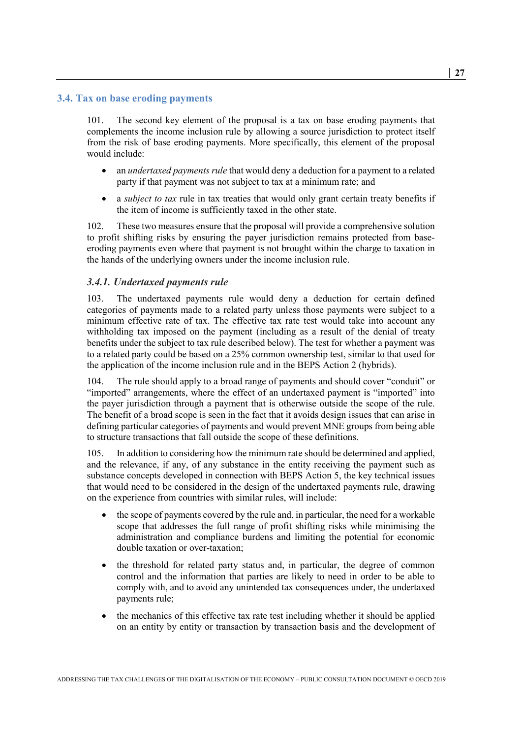## 3.4. Tax on base eroding payments

101. The second key element of the proposal is a tax on base eroding payments that complements the income inclusion rule by allowing a source jurisdiction to protect itself from the risk of base eroding payments. More specifically, this element of the proposal would include:

- an *undertaxed payments rule* that would deny a deduction for a payment to a related party if that payment was not subject to tax at a minimum rate; and
- a *subject to tax* rule in tax treaties that would only grant certain treaty benefits if the item of income is sufficiently taxed in the other state.

102. These two measures ensure that the proposal will provide a comprehensive solution to profit shifting risks by ensuring the payer jurisdiction remains protected from base-eroding payments even where that payment is not brought within the charge to taxation in the hands of the underlying owners under the income inclusion rule.

### *3.4.1. Undertaxed payments rule*

103. The undertaxed payments rule would deny a deduction for certain defined categories of payments made to a related party unless those payments were subject to a minimum effective rate of tax. The effective tax rate test would take into account any withholding tax imposed on the payment (including as a result of the denial of treaty benefits under the subject to tax rule described below). The test for whether a payment was to a related party could be based on a 25% common ownership test, similar to that used for the application of the income inclusion rule and in the BEPS Action 2 (hybrids).

104. The rule should apply to a broad range of payments and should cover "conduit" or "imported" arrangements, where the effect of an undertaxed payment is "imported" into the payer jurisdiction through a payment that is otherwise outside the scope of the rule. The benefit of a broad scope is seen in the fact that it avoids design issues that can arise in defining particular categories of payments and would prevent MNE groups from being able to structure transactions that fall outside the scope of these definitions.

105. In addition to considering how the minimum rate should be determined and applied, and the relevance, if any, of any substance in the entity receiving the payment such as substance concepts developed in connection with BEPS Action 5, the key technical issues that would need to be considered in the design of the undertaxed payments rule, drawing on the experience from countries with similar rules, will include:

- the scope of payments covered by the rule and, in particular, the need for a workable scope that addresses the full range of profit shifting risks while minimising the administration and compliance burdens and limiting the potential for economic double taxation or over-taxation;
- the threshold for related party status and, in particular, the degree of common control and the information that parties are likely to need in order to be able to comply with, and to avoid any unintended tax consequences under, the undertaxed payments rule;
- the mechanics of this effective tax rate test including whether it should be applied on an entity by entity or transaction by transaction basis and the development of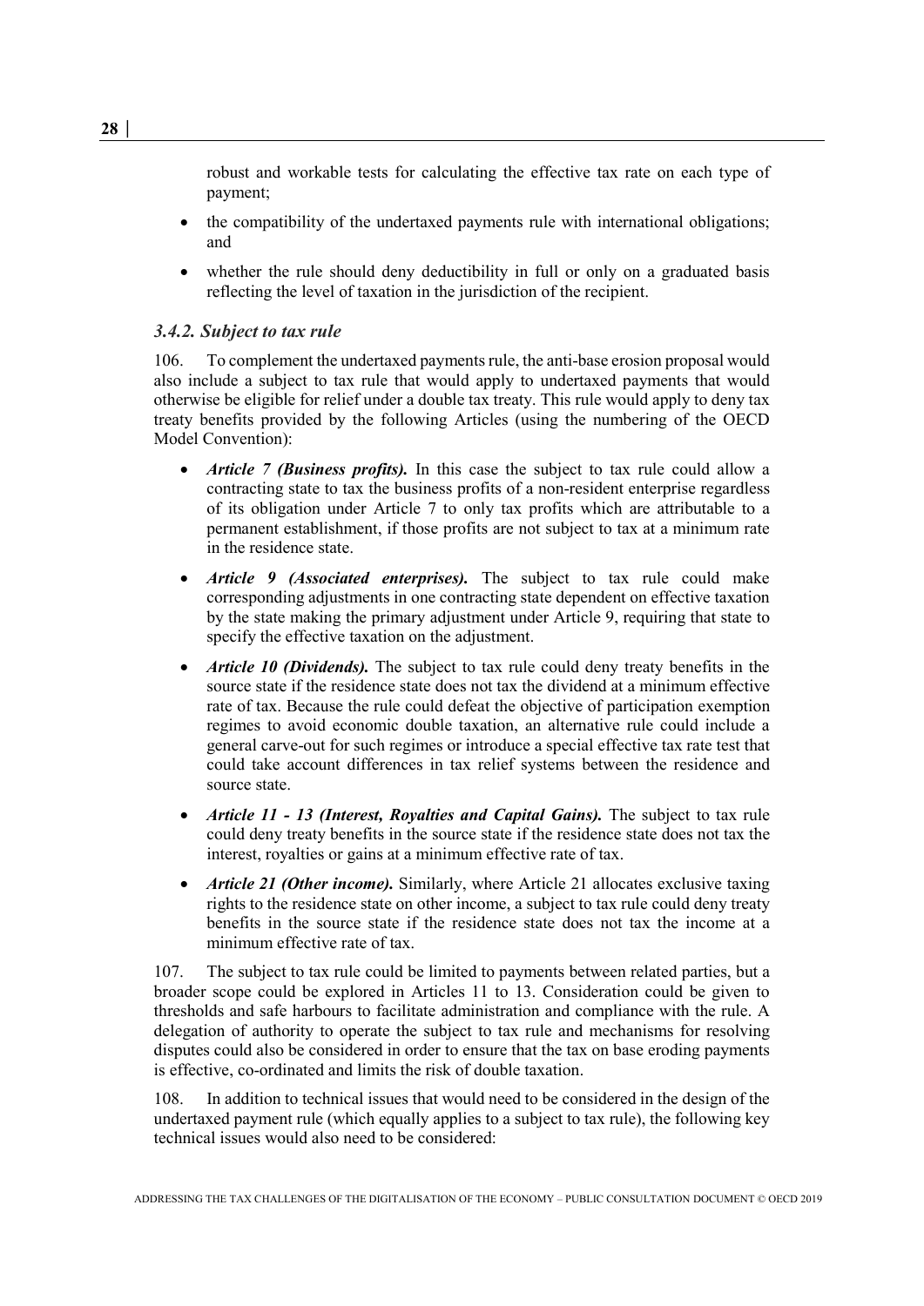robust and workable tests for calculating the effective tax rate on each type of payment;

- the compatibility of the undertaxed payments rule with international obligations; and
- whether the rule should deny deductibility in full or only on a graduated basis reflecting the level of taxation in the jurisdiction of the recipient.

### *3.4.2. Subject to tax rule*

106. To complement the undertaxed payments rule, the anti-base erosion proposal would also include a subject to tax rule that would apply to undertaxed payments that would otherwise be eligible for relief under a double tax treaty. This rule would apply to deny tax treaty benefits provided by the following Articles (using the numbering of the OECD Model Convention):

- ***Article 7 (Business profits).*** In this case the subject to tax rule could allow a contracting state to tax the business profits of a non-resident enterprise regardless of its obligation under Article 7 to only tax profits which are attributable to a permanent establishment, if those profits are not subject to tax at a minimum rate in the residence state.
- ***Article 9 (Associated enterprises).*** The subject to tax rule could make corresponding adjustments in one contracting state dependent on effective taxation by the state making the primary adjustment under Article 9, requiring that state to specify the effective taxation on the adjustment.
- ***Article 10 (Dividends).*** The subject to tax rule could deny treaty benefits in the source state if the residence state does not tax the dividend at a minimum effective rate of tax. Because the rule could defeat the objective of participation exemption regimes to avoid economic double taxation, an alternative rule could include a general carve-out for such regimes or introduce a special effective tax rate test that could take account differences in tax relief systems between the residence and source state.
- ***Article 11 - 13 (Interest, Royalties and Capital Gains).*** The subject to tax rule could deny treaty benefits in the source state if the residence state does not tax the interest, royalties or gains at a minimum effective rate of tax.
- ***Article 21 (Other income).*** Similarly, where Article 21 allocates exclusive taxing rights to the residence state on other income, a subject to tax rule could deny treaty benefits in the source state if the residence state does not tax the income at a minimum effective rate of tax.

107. The subject to tax rule could be limited to payments between related parties, but a broader scope could be explored in Articles 11 to 13. Consideration could be given to thresholds and safe harbours to facilitate administration and compliance with the rule. A delegation of authority to operate the subject to tax rule and mechanisms for resolving disputes could also be considered in order to ensure that the tax on base eroding payments is effective, co-ordinated and limits the risk of double taxation.

108. In addition to technical issues that would need to be considered in the design of the undertaxed payment rule (which equally applies to a subject to tax rule), the following key technical issues would also need to be considered: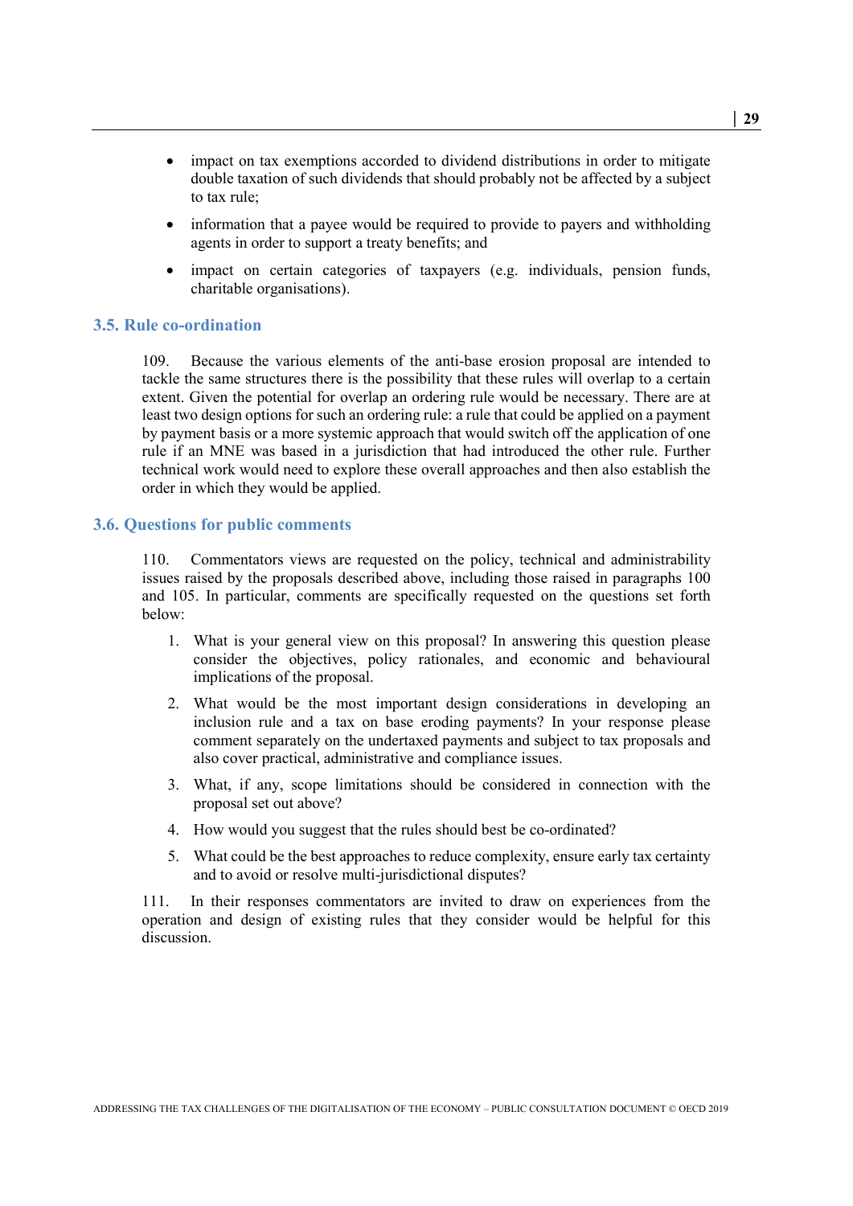- impact on tax exemptions accorded to dividend distributions in order to mitigate double taxation of such dividends that should probably not be affected by a subject to tax rule;
- information that a payee would be required to provide to payers and withholding agents in order to support a treaty benefits; and
- impact on certain categories of taxpayers (e.g. individuals, pension funds, charitable organisations).

## 3.5. Rule co-ordination

109. Because the various elements of the anti-base erosion proposal are intended to tackle the same structures there is the possibility that these rules will overlap to a certain extent. Given the potential for overlap an ordering rule would be necessary. There are at least two design options for such an ordering rule: a rule that could be applied on a payment by payment basis or a more systemic approach that would switch off the application of one rule if an MNE was based in a jurisdiction that had introduced the other rule. Further technical work would need to explore these overall approaches and then also establish the order in which they would be applied.

## 3.6. Questions for public comments

110. Commentators views are requested on the policy, technical and administrability issues raised by the proposals described above, including those raised in paragraphs 100 and 105. In particular, comments are specifically requested on the questions set forth below:

1. What is your general view on this proposal? In answering this question please consider the objectives, policy rationales, and economic and behavioural implications of the proposal.
2. What would be the most important design considerations in developing an inclusion rule and a tax on base eroding payments? In your response please comment separately on the undertaxed payments and subject to tax proposals and also cover practical, administrative and compliance issues.
3. What, if any, scope limitations should be considered in connection with the proposal set out above?
4. How would you suggest that the rules should best be co-ordinated?
5. What could be the best approaches to reduce complexity, ensure early tax certainty and to avoid or resolve multi-jurisdictional disputes?

111. In their responses commentators are invited to draw on experiences from the operation and design of existing rules that they consider would be helpful for this discussion.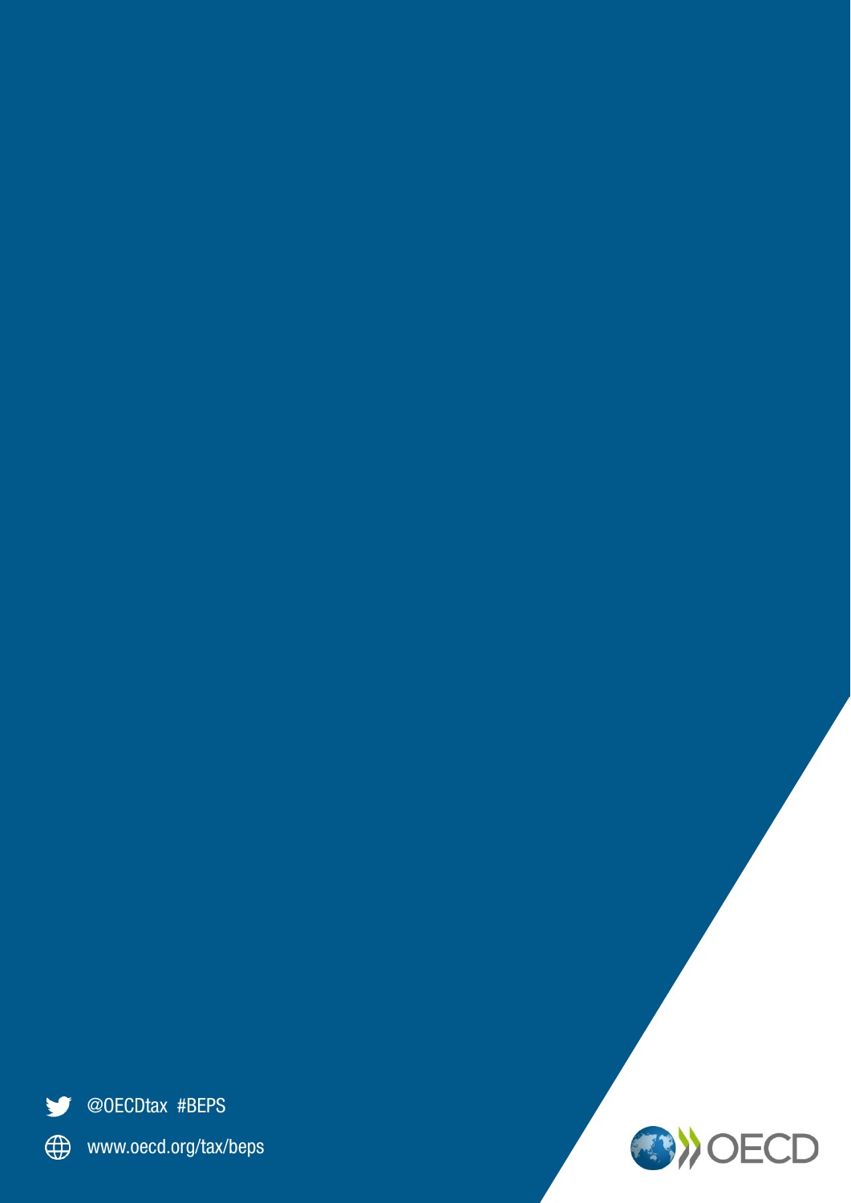@OECDtax #BEPS

www.oecd.org/tax/beps

OECD